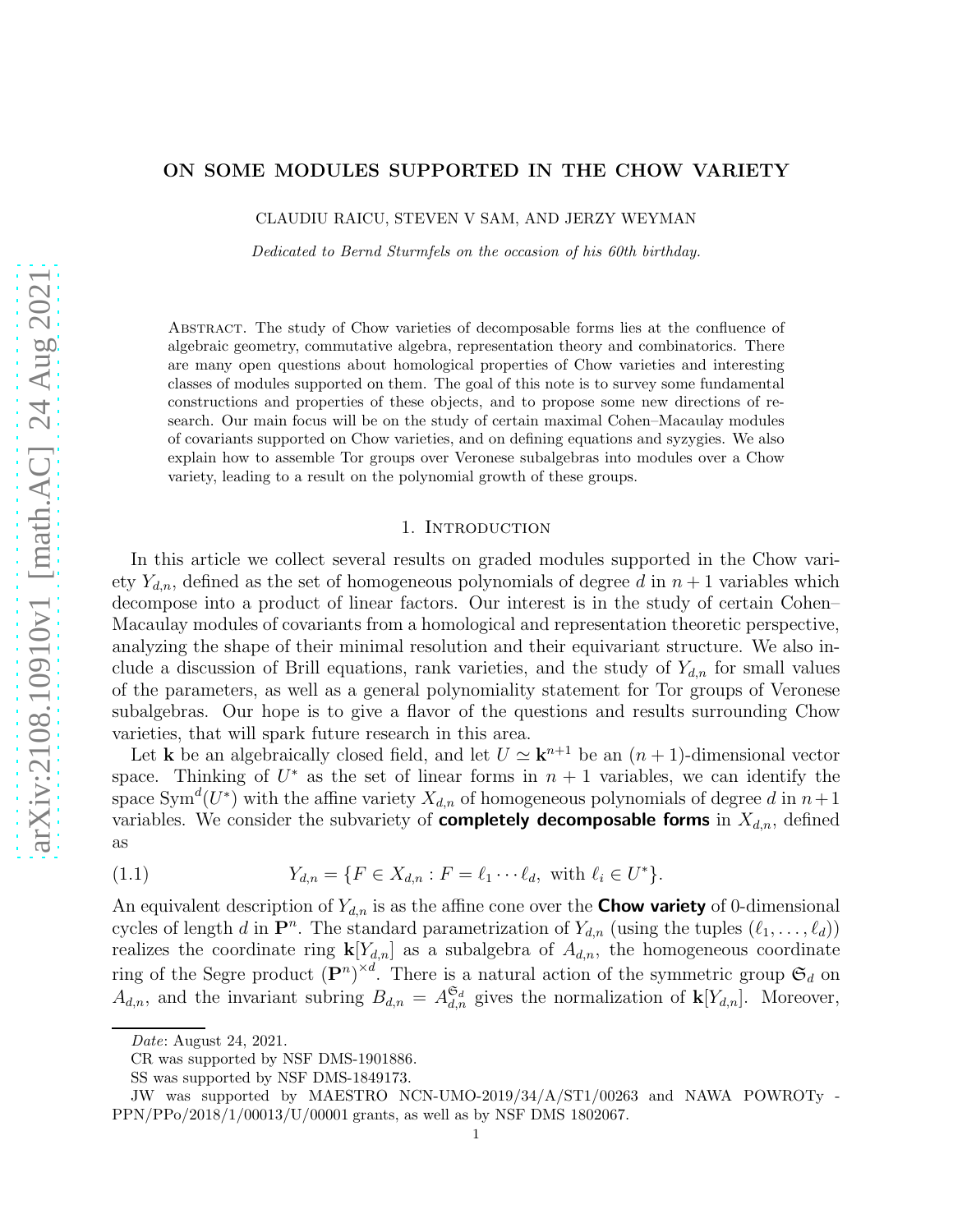# ON SOME MODULES SUPPORTED IN THE CHOW VARIETY

CLAUDIU RAICU, STEVEN V SAM, AND JERZY WEYMAN

*Dedicated to Bernd Sturmfels on the occasion of his 60th birthday.*

Abstract. The study of Chow varieties of decomposable forms lies at the confluence of algebraic geometry, commutative algebra, representation theory and combinatorics. There are many open questions about homological properties of Chow varieties and interesting classes of modules supported on them. The goal of this note is to survey some fundamental constructions and properties of these objects, and to propose some new directions of research. Our main focus will be on the study of certain maximal Cohen–Macaulay modules of covariants supported on Chow varieties, and on defining equations and syzygies. We also explain how to assemble Tor groups over Veronese subalgebras into modules over a Chow variety, leading to a result on the polynomial growth of these groups.

## 1. Introduction

In this article we collect several results on graded modules supported in the Chow variety $Y_{d,n}$, defined as the set of homogeneous polynomials of degree $d$ in $n+1$ variables which decompose into a product of linear factors. Our interest is in the study of certain Cohen–Macaulay modules of covariants from a homological and representation theoretic perspective, analyzing the shape of their minimal resolution and their equivariant structure. We also include a discussion of Brill equations, rank varieties, and the study of $Y_{d,n}$ for small values of the parameters, as well as a general polynomiality statement for Tor groups of Veronese subalgebras. Our hope is to give a flavor of the questions and results surrounding Chow varieties, that will spark future research in this area.

Let $\mathbf{k}$ be an algebraically closed field, and let $U \simeq \mathbf{k}^{n+1}$ be an $(n+1)$-dimensional vector space. Thinking of $U^*$ as the set of linear forms in $n+1$ variables, we can identify the space $\mathrm{Sym}^d(U^*)$ with the affine variety $X_{d,n}$ of homogeneous polynomials of degree $d$ in $n+1$ variables. We consider the subvariety of **completely decomposable forms** in $X_{d,n}$, defined as

$$Y_{d,n} = \{F \in X_{d,n} : F = \ell_1 \cdots \ell_d, \text{ with } \ell_i \in U^*\}. \tag{1.1}$$

An equivalent description of $Y_{d,n}$ is as the affine cone over the **Chow variety** of 0-dimensional cycles of length $d$ in $\mathbf{P}^n$. The standard parametrization of $Y_{d,n}$ (using the tuples $(\ell_1, \dots, \ell_d)$) realizes the coordinate ring $\mathbf{k}[Y_{d,n}]$ as a subalgebra of $A_{d,n}$, the homogeneous coordinate ring of the Segre product $(\mathbf{P}^n)^{\times d}$. There is a natural action of the symmetric group $\mathfrak{S}_d$ on $A_{d,n}$, and the invariant subring $B_{d,n} = A_{d,n}^{\mathfrak{S}_d}$ gives the normalization of $\mathbf{k}[Y_{d,n}]$. Moreover,

---

*Date*: August 24, 2021.

CR was supported by NSF DMS-1901886.

SS was supported by NSF DMS-1849173.

JW was supported by MAESTRO NCN-UMO-2019/34/A/ST1/00263 and NAWA POWROTy - PPN/PPo/2018/1/00013/U/00001 grants, as well as by NSF DMS 1802067.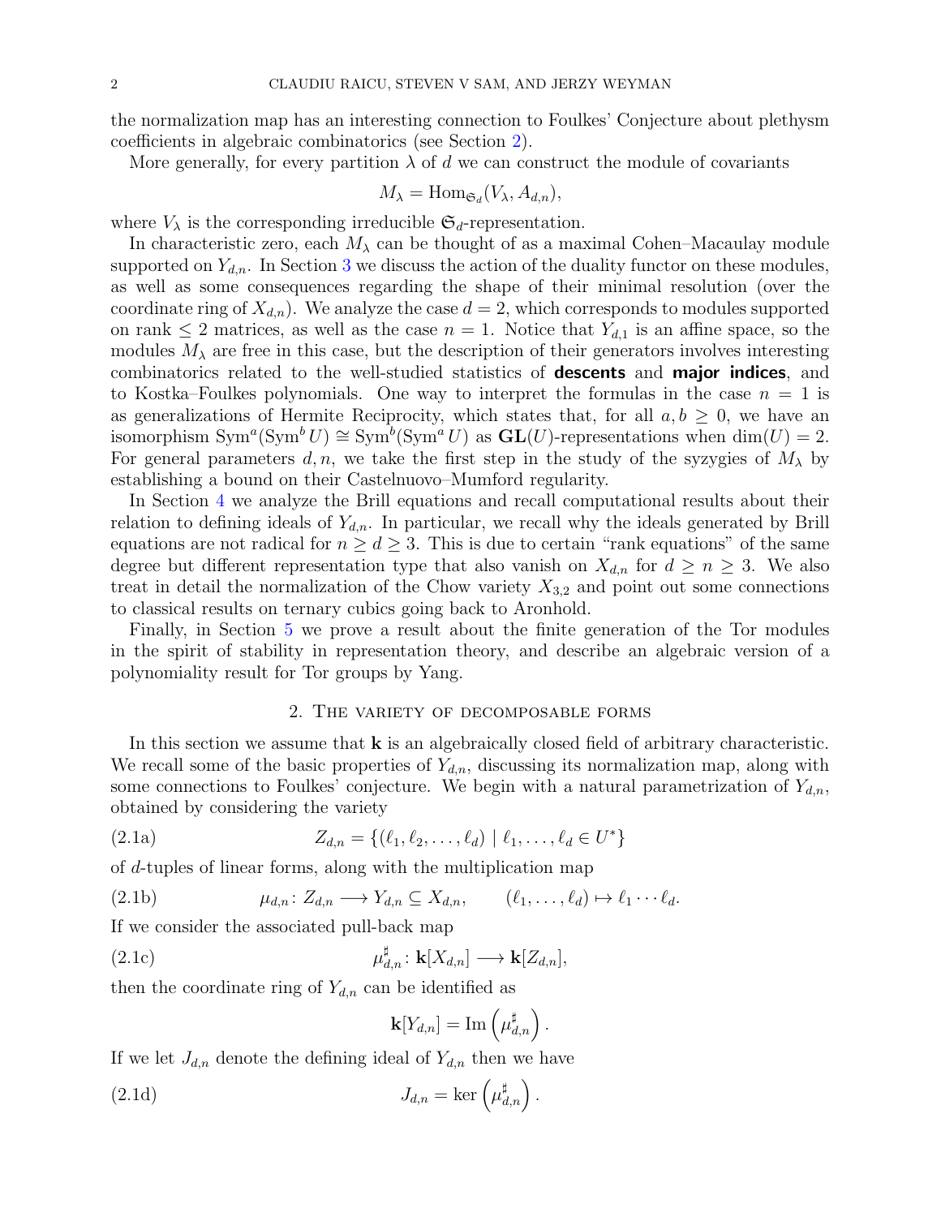the normalization map has an interesting connection to Foulkes' Conjecture about plethysm coefficients in algebraic combinatorics (see Section 2).

More generally, for every partition $\lambda$ of $d$ we can construct the module of covariants

$$M_\lambda = \mathrm{Hom}_{\mathfrak{S}_d}(V_\lambda, A_{d,n}),$$

where $V_\lambda$ is the corresponding irreducible $\mathfrak{S}_d$-representation.

In characteristic zero, each $M_\lambda$ can be thought of as a maximal Cohen–Macaulay module supported on $Y_{d,n}$. In Section 3 we discuss the action of the duality functor on these modules, as well as some consequences regarding the shape of their minimal resolution (over the coordinate ring of $X_{d,n}$). We analyze the case $d = 2$, which corresponds to modules supported on rank $\leq 2$ matrices, as well as the case $n = 1$. Notice that $Y_{d,1}$ is an affine space, so the modules $M_\lambda$ are free in this case, but the description of their generators involves interesting combinatorics related to the well-studied statistics of **descents** and **major indices**, and to Kostka–Foulkes polynomials. One way to interpret the formulas in the case $n = 1$ is as generalizations of Hermite Reciprocity, which states that, for all $a, b \geq 0$, we have an isomorphism $\mathrm{Sym}^a(\mathrm{Sym}^b U) \cong \mathrm{Sym}^b(\mathrm{Sym}^a U)$ as $\mathbf{GL}(U)$-representations when $\dim(U) = 2$. For general parameters $d, n$, we take the first step in the study of the syzygies of $M_\lambda$ by establishing a bound on their Castelnuovo–Mumford regularity.

In Section 4 we analyze the Brill equations and recall computational results about their relation to defining ideals of $Y_{d,n}$. In particular, we recall why the ideals generated by Brill equations are not radical for $n \geq d \geq 3$. This is due to certain "rank equations" of the same degree but different representation type that also vanish on $X_{d,n}$ for $d \geq n \geq 3$. We also treat in detail the normalization of the Chow variety $X_{3,2}$ and point out some connections to classical results on ternary cubics going back to Aronhold.

Finally, in Section 5 we prove a result about the finite generation of the Tor modules in the spirit of stability in representation theory, and describe an algebraic version of a polynomiality result for Tor groups by Yang.

## 2. The variety of decomposable forms

In this section we assume that $\mathbf{k}$ is an algebraically closed field of arbitrary characteristic. We recall some of the basic properties of $Y_{d,n}$, discussing its normalization map, along with some connections to Foulkes' conjecture. We begin with a natural parametrization of $Y_{d,n}$, obtained by considering the variety

$$Z_{d,n} = \{(\ell_1, \ell_2, \ldots, \ell_d) \mid \ell_1, \ldots, \ell_d \in U^*\} \tag{2.1a}$$

of $d$-tuples of linear forms, along with the multiplication map

$$\mu_{d,n} \colon Z_{d,n} \longrightarrow Y_{d,n} \subseteq X_{d,n}, \qquad (\ell_1, \ldots, \ell_d) \mapsto \ell_1 \cdots \ell_d. \tag{2.1b}$$

If we consider the associated pull-back map

$$\mu_{d,n}^\sharp \colon \mathbf{k}[X_{d,n}] \longrightarrow \mathbf{k}[Z_{d,n}], \tag{2.1c}$$

then the coordinate ring of $Y_{d,n}$ can be identified as

$$\mathbf{k}[Y_{d,n}] = \mathrm{Im}\left(\mu_{d,n}^\sharp\right).$$

If we let $J_{d,n}$ denote the defining ideal of $Y_{d,n}$ then we have

$$J_{d,n} = \ker\left(\mu_{d,n}^\sharp\right). \tag{2.1d}$$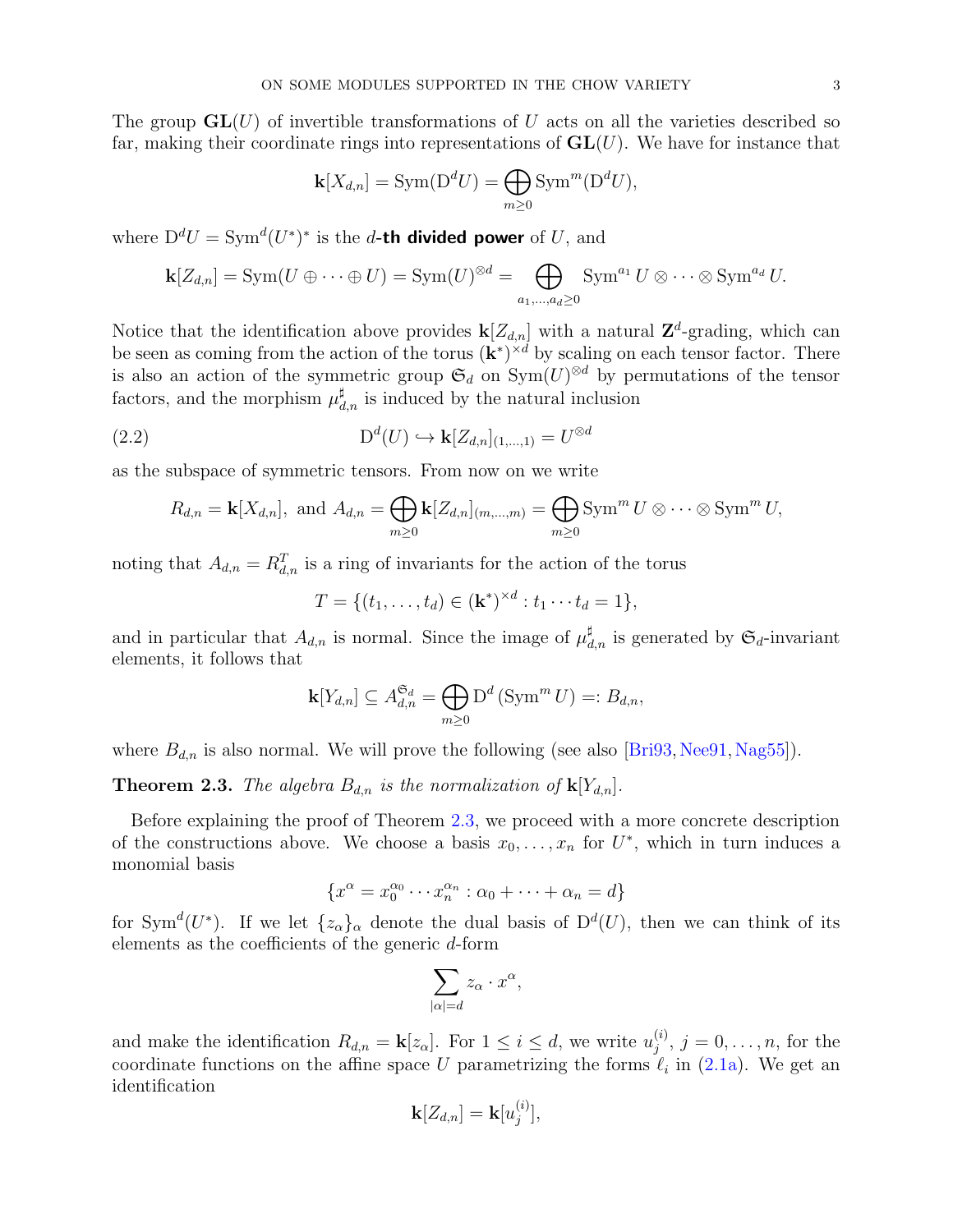The group $\mathbf{GL}(U)$ of invertible transformations of $U$ acts on all the varieties described so far, making their coordinate rings into representations of $\mathbf{GL}(U)$. We have for instance that

$$\mathbf{k}[X_{d,n}] = \mathrm{Sym}(\mathrm{D}^d U) = \bigoplus_{m \geq 0} \mathrm{Sym}^m(\mathrm{D}^d U),$$

where $\mathrm{D}^d U = \mathrm{Sym}^d(U^*)^*$ is the $d$-**th divided power** of $U$, and

$$\mathbf{k}[Z_{d,n}] = \mathrm{Sym}(U \oplus \cdots \oplus U) = \mathrm{Sym}(U)^{\otimes d} = \bigoplus_{a_1,\dots,a_d \geq 0} \mathrm{Sym}^{a_1} U \otimes \cdots \otimes \mathrm{Sym}^{a_d} U.$$

Notice that the identification above provides $\mathbf{k}[Z_{d,n}]$ with a natural $\mathbf{Z}^d$-grading, which can be seen as coming from the action of the torus $(\mathbf{k}^*)^{\times d}$ by scaling on each tensor factor. There is also an action of the symmetric group $\mathfrak{S}_d$ on $\mathrm{Sym}(U)^{\otimes d}$ by permutations of the tensor factors, and the morphism $\mu_{d,n}^\sharp$ is induced by the natural inclusion

$$\mathrm{D}^d(U) \hookrightarrow \mathbf{k}[Z_{d,n}]_{(1,\dots,1)} = U^{\otimes d} \tag{2.2}$$

as the subspace of symmetric tensors. From now on we write

$$R_{d,n} = \mathbf{k}[X_{d,n}], \text{ and } A_{d,n} = \bigoplus_{m \geq 0} \mathbf{k}[Z_{d,n}]_{(m,\dots,m)} = \bigoplus_{m \geq 0} \mathrm{Sym}^m U \otimes \cdots \otimes \mathrm{Sym}^m U,$$

noting that $A_{d,n} = R_{d,n}^T$ is a ring of invariants for the action of the torus

$$T = \{(t_1, \dots, t_d) \in (\mathbf{k}^*)^{\times d} : t_1 \cdots t_d = 1\},$$

and in particular that $A_{d,n}$ is normal. Since the image of $\mu_{d,n}^\sharp$ is generated by $\mathfrak{S}_d$-invariant elements, it follows that

$$\mathbf{k}[Y_{d,n}] \subseteq A_{d,n}^{\mathfrak{S}_d} = \bigoplus_{m \geq 0} \mathrm{D}^d \left(\mathrm{Sym}^m U\right) =: B_{d,n},$$

where $B_{d,n}$ is also normal. We will prove the following (see also [Bri93, Nee91, Nag55]).

**Theorem 2.3.** *The algebra $B_{d,n}$ is the normalization of $\mathbf{k}[Y_{d,n}]$.*

Before explaining the proof of Theorem 2.3, we proceed with a more concrete description of the constructions above. We choose a basis $x_0, \dots, x_n$ for $U^*$, which in turn induces a monomial basis

$$\{x^\alpha = x_0^{\alpha_0} \cdots x_n^{\alpha_n} : \alpha_0 + \cdots + \alpha_n = d\}$$

for $\mathrm{Sym}^d(U^*)$. If we let $\{z_\alpha\}_\alpha$ denote the dual basis of $\mathrm{D}^d(U)$, then we can think of its elements as the coefficients of the generic $d$-form

$$\sum_{|\alpha|=d} z_\alpha \cdot x^\alpha,$$

and make the identification $R_{d,n} = \mathbf{k}[z_\alpha]$. For $1 \leq i \leq d$, we write $u_j^{(i)}$, $j = 0, \dots, n$, for the coordinate functions on the affine space $U$ parametrizing the forms $\ell_i$ in (2.1a). We get an identification

$$\mathbf{k}[Z_{d,n}] = \mathbf{k}[u_j^{(i)}],$$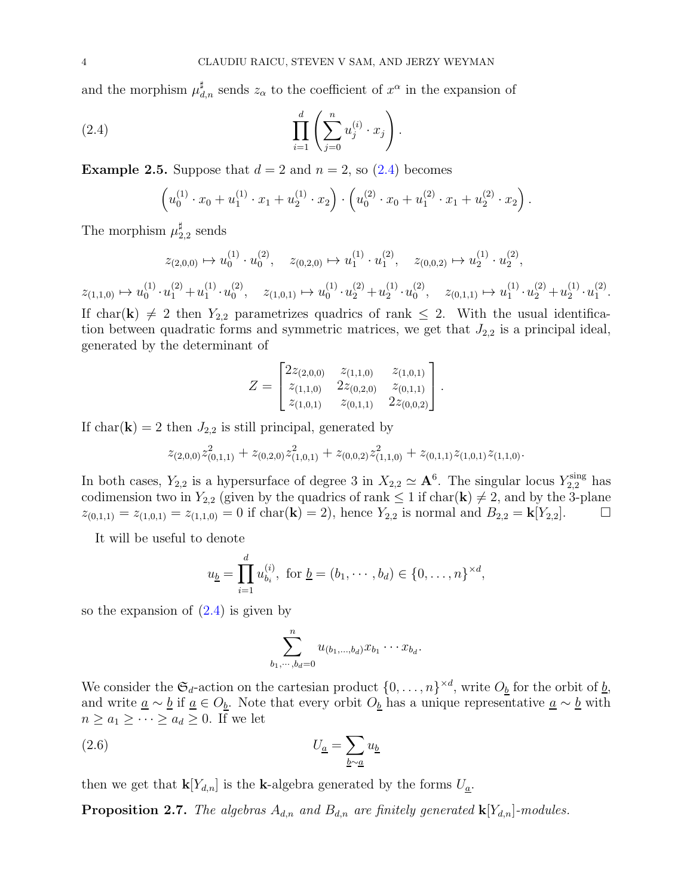and the morphism $\mu^\sharp_{d,n}$ sends $z_\alpha$ to the coefficient of $x^\alpha$ in the expansion of

$$\prod_{i=1}^{d}\left(\sum_{j=0}^{n} u_j^{(i)}\cdot x_j\right). \tag{2.4}$$

**Example 2.5.** Suppose that $d=2$ and $n=2$, so (2.4) becomes

$$\left(u_0^{(1)}\cdot x_0 + u_1^{(1)}\cdot x_1 + u_2^{(1)}\cdot x_2\right)\cdot\left(u_0^{(2)}\cdot x_0 + u_1^{(2)}\cdot x_1 + u_2^{(2)}\cdot x_2\right).$$

The morphism $\mu^\sharp_{2,2}$ sends

$$z_{(2,0,0)}\mapsto u_0^{(1)}\cdot u_0^{(2)},\quad z_{(0,2,0)}\mapsto u_1^{(1)}\cdot u_1^{(2)},\quad z_{(0,0,2)}\mapsto u_2^{(1)}\cdot u_2^{(2)},$$

$$z_{(1,1,0)}\mapsto u_0^{(1)}\cdot u_1^{(2)}+u_1^{(1)}\cdot u_0^{(2)},\quad z_{(1,0,1)}\mapsto u_0^{(1)}\cdot u_2^{(2)}+u_2^{(1)}\cdot u_0^{(2)},\quad z_{(0,1,1)}\mapsto u_1^{(1)}\cdot u_2^{(2)}+u_2^{(1)}\cdot u_1^{(2)}.$$

If $\mathrm{char}(\mathbf{k})\neq 2$ then $Y_{2,2}$ parametrizes quadrics of rank $\leq 2$. With the usual identification between quadratic forms and symmetric matrices, we get that $J_{2,2}$ is a principal ideal, generated by the determinant of

$$Z=\begin{bmatrix} 2z_{(2,0,0)} & z_{(1,1,0)} & z_{(1,0,1)} \\ z_{(1,1,0)} & 2z_{(0,2,0)} & z_{(0,1,1)} \\ z_{(1,0,1)} & z_{(0,1,1)} & 2z_{(0,0,2)} \end{bmatrix}.$$

If $\mathrm{char}(\mathbf{k})=2$ then $J_{2,2}$ is still principal, generated by

$$z_{(2,0,0)}z_{(0,1,1)}^2+z_{(0,2,0)}z_{(1,0,1)}^2+z_{(0,0,2)}z_{(1,1,0)}^2+z_{(0,1,1)}z_{(1,0,1)}z_{(1,1,0)}.$$

In both cases, $Y_{2,2}$ is a hypersurface of degree 3 in $X_{2,2}\simeq\mathbf{A}^6$. The singular locus $Y_{2,2}^{\mathrm{sing}}$ has codimension two in $Y_{2,2}$ (given by the quadrics of rank $\leq 1$ if $\mathrm{char}(\mathbf{k})\neq 2$, and by the 3-plane $z_{(0,1,1)}=z_{(1,0,1)}=z_{(1,1,0)}=0$ if $\mathrm{char}(\mathbf{k})=2$), hence $Y_{2,2}$ is normal and $B_{2,2}=\mathbf{k}[Y_{2,2}]$. □

It will be useful to denote

$$u_{\underline{b}}=\prod_{i=1}^{d}u_{b_i}^{(i)},\text{ for }\underline{b}=(b_1,\cdots,b_d)\in\{0,\dots,n\}^{\times d},$$

so the expansion of (2.4) is given by

$$\sum_{b_1,\cdots,b_d=0}^{n}u_{(b_1,\dots,b_d)}x_{b_1}\cdots x_{b_d}.$$

We consider the $\mathfrak{S}_d$-action on the cartesian product $\{0,\dots,n\}^{\times d}$, write $O_{\underline{b}}$ for the orbit of $\underline{b}$, and write $\underline{a}\sim\underline{b}$ if $\underline{a}\in O_{\underline{b}}$. Note that every orbit $O_{\underline{b}}$ has a unique representative $\underline{a}\sim\underline{b}$ with $n\geq a_1\geq\cdots\geq a_d\geq 0$. If we let

$$U_{\underline{a}}=\sum_{\underline{b}\sim\underline{a}}u_{\underline{b}} \tag{2.6}$$

then we get that $\mathbf{k}[Y_{d,n}]$ is the $\mathbf{k}$-algebra generated by the forms $U_{\underline{a}}$.

**Proposition 2.7.** *The algebras $A_{d,n}$ and $B_{d,n}$ are finitely generated $\mathbf{k}[Y_{d,n}]$-modules.*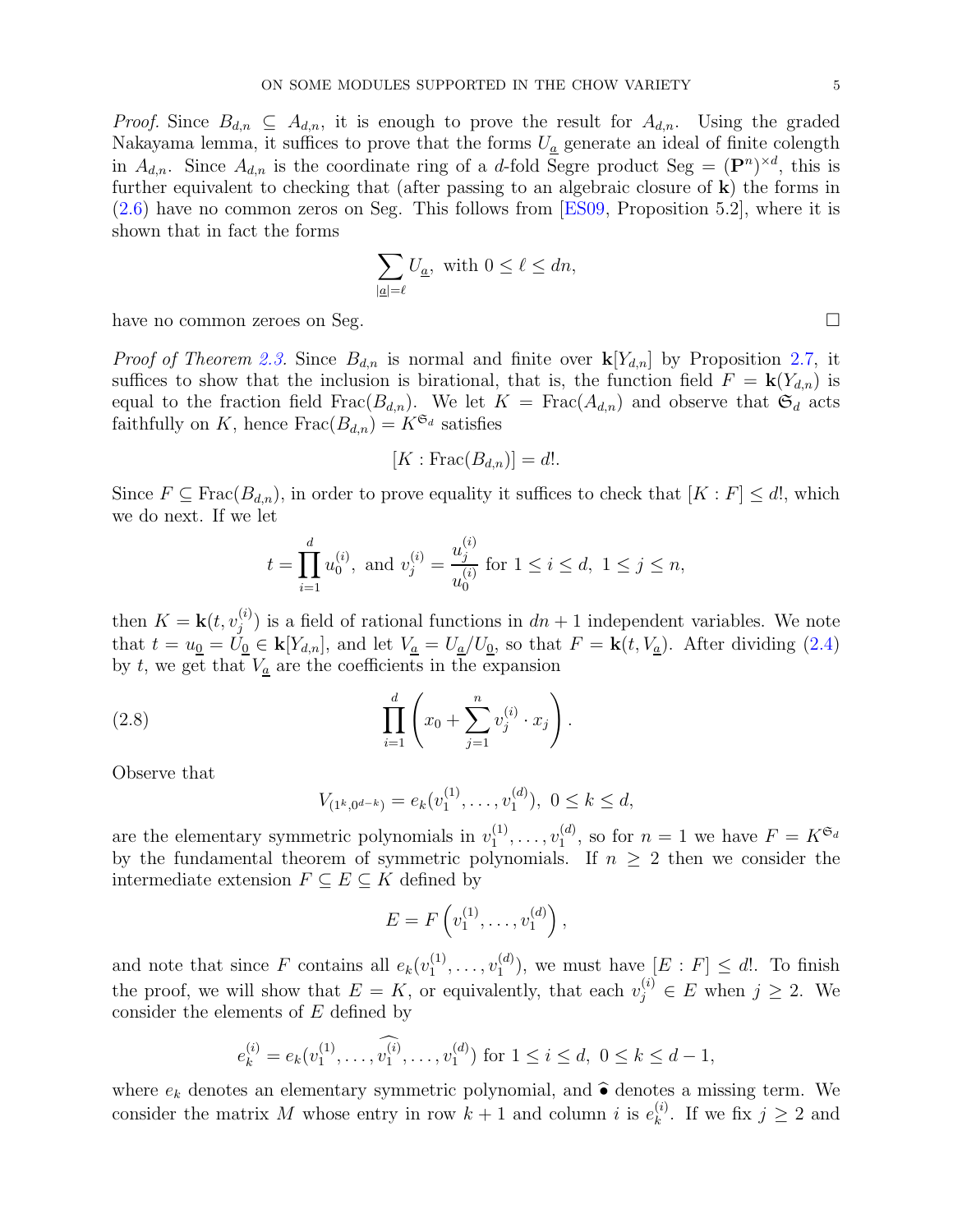*Proof.* Since $B_{d,n} \subseteq A_{d,n}$, it is enough to prove the result for $A_{d,n}$. Using the graded Nakayama lemma, it suffices to prove that the forms $U_{\underline{a}}$ generate an ideal of finite colength in $A_{d,n}$. Since $A_{d,n}$ is the coordinate ring of a $d$-fold Segre product $\text{Seg} = (\mathbf{P}^n)^{\times d}$, this is further equivalent to checking that (after passing to an algebraic closure of $\mathbf{k}$) the forms in (2.6) have no common zeros on Seg. This follows from [ES09, Proposition 5.2], where it is shown that in fact the forms

$$\sum_{|\underline{a}|=\ell} U_{\underline{a}}, \text{ with } 0 \leq \ell \leq dn,$$

have no common zeroes on Seg. $\square$

*Proof of Theorem 2.3.* Since $B_{d,n}$ is normal and finite over $\mathbf{k}[Y_{d,n}]$ by Proposition 2.7, it suffices to show that the inclusion is birational, that is, the function field $F = \mathbf{k}(Y_{d,n})$ is equal to the fraction field $\text{Frac}(B_{d,n})$. We let $K = \text{Frac}(A_{d,n})$ and observe that $\mathfrak{S}_d$ acts faithfully on $K$, hence $\text{Frac}(B_{d,n}) = K^{\mathfrak{S}_d}$ satisfies

$$[K : \text{Frac}(B_{d,n})] = d!.$$

Since $F \subseteq \text{Frac}(B_{d,n})$, in order to prove equality it suffices to check that $[K : F] \leq d!$, which we do next. If we let

$$t = \prod_{i=1}^{d} u_0^{(i)}, \text{ and } v_j^{(i)} = \frac{u_j^{(i)}}{u_0^{(i)}} \text{ for } 1 \leq i \leq d,\ 1 \leq j \leq n,$$

then $K = \mathbf{k}(t, v_j^{(i)})$ is a field of rational functions in $dn+1$ independent variables. We note that $t = u_{\underline{0}} = U_{\underline{0}} \in \mathbf{k}[Y_{d,n}]$, and let $V_{\underline{a}} = U_{\underline{a}}/U_{\underline{0}}$, so that $F = \mathbf{k}(t, V_{\underline{a}})$. After dividing (2.4) by $t$, we get that $V_{\underline{a}}$ are the coefficients in the expansion

$$\prod_{i=1}^{d} \left( x_0 + \sum_{j=1}^{n} v_j^{(i)} \cdot x_j \right). \tag{2.8}$$

Observe that

$$V_{(1^k, 0^{d-k})} = e_k(v_1^{(1)}, \dots, v_1^{(d)}),\ 0 \leq k \leq d,$$

are the elementary symmetric polynomials in $v_1^{(1)}, \dots, v_1^{(d)}$, so for $n = 1$ we have $F = K^{\mathfrak{S}_d}$ by the fundamental theorem of symmetric polynomials. If $n \geq 2$ then we consider the intermediate extension $F \subseteq E \subseteq K$ defined by

$$E = F\left(v_1^{(1)}, \dots, v_1^{(d)}\right),$$

and note that since $F$ contains all $e_k(v_1^{(1)}, \dots, v_1^{(d)})$, we must have $[E : F] \leq d!$. To finish the proof, we will show that $E = K$, or equivalently, that each $v_j^{(i)} \in E$ when $j \geq 2$. We consider the elements of $E$ defined by

$$e_k^{(i)} = e_k(v_1^{(1)}, \dots, \widehat{v_1^{(i)}}, \dots, v_1^{(d)}) \text{ for } 1 \leq i \leq d,\ 0 \leq k \leq d-1,$$

where $e_k$ denotes an elementary symmetric polynomial, and $\widehat{\bullet}$ denotes a missing term. We consider the matrix $M$ whose entry in row $k+1$ and column $i$ is $e_k^{(i)}$. If we fix $j \geq 2$ and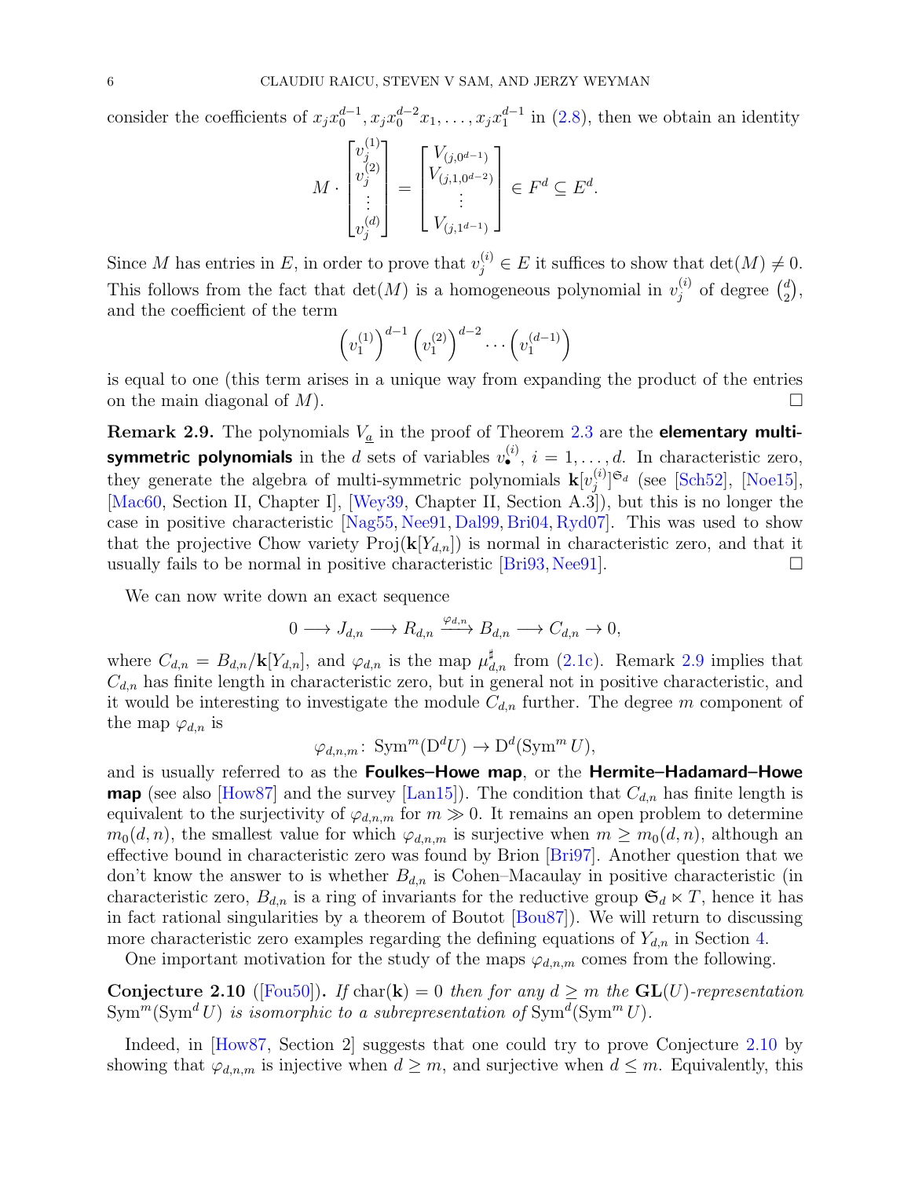consider the coefficients of $x_j x_0^{d-1}, x_j x_0^{d-2} x_1, \ldots, x_j x_1^{d-1}$ in (2.8), then we obtain an identity

$$M \cdot \begin{bmatrix} v_j^{(1)} \\ v_j^{(2)} \\ \vdots \\ v_j^{(d)} \end{bmatrix} = \begin{bmatrix} V_{(j,0^{d-1})} \\ V_{(j,1,0^{d-2})} \\ \vdots \\ V_{(j,1^{d-1})} \end{bmatrix} \in F^d \subseteq E^d.$$

Since $M$ has entries in $E$, in order to prove that $v_j^{(i)} \in E$ it suffices to show that $\det(M) \neq 0$. This follows from the fact that $\det(M)$ is a homogeneous polynomial in $v_j^{(i)}$ of degree $\binom{d}{2}$, and the coefficient of the term

$$\left(v_1^{(1)}\right)^{d-1} \left(v_1^{(2)}\right)^{d-2} \cdots \left(v_1^{(d-1)}\right)$$

is equal to one (this term arises in a unique way from expanding the product of the entries on the main diagonal of $M$). ☐

**Remark 2.9.** The polynomials $V_{\underline{a}}$ in the proof of Theorem 2.3 are the **elementary multi-symmetric polynomials** in the $d$ sets of variables $v_\bullet^{(i)}$, $i = 1, \ldots, d$. In characteristic zero, they generate the algebra of multi-symmetric polynomials $\mathbf{k}[v_j^{(i)}]^{\mathfrak{S}_d}$ (see [Sch52], [Noe15], [Mac60, Section II, Chapter I], [Wey39, Chapter II, Section A.3]), but this is no longer the case in positive characteristic [Nag55, Nee91, Dal99, Bri04, Ryd07]. This was used to show that the projective Chow variety $\mathrm{Proj}(\mathbf{k}[Y_{d,n}])$ is normal in characteristic zero, and that it usually fails to be normal in positive characteristic [Bri93, Nee91]. ☐

We can now write down an exact sequence

$$0 \longrightarrow J_{d,n} \longrightarrow R_{d,n} \xrightarrow{\varphi_{d,n}} B_{d,n} \longrightarrow C_{d,n} \to 0,$$

where $C_{d,n} = B_{d,n}/\mathbf{k}[Y_{d,n}]$, and $\varphi_{d,n}$ is the map $\mu_{d,n}^\sharp$ from (2.1c). Remark 2.9 implies that $C_{d,n}$ has finite length in characteristic zero, but in general not in positive characteristic, and it would be interesting to investigate the module $C_{d,n}$ further. The degree $m$ component of the map $\varphi_{d,n}$ is

$$\varphi_{d,n,m} \colon \mathrm{Sym}^m(\mathrm{D}^d U) \to \mathrm{D}^d(\mathrm{Sym}^m U),$$

and is usually referred to as the **Foulkes–Howe map**, or the **Hermite–Hadamard–Howe map** (see also [How87] and the survey [Lan15]). The condition that $C_{d,n}$ has finite length is equivalent to the surjectivity of $\varphi_{d,n,m}$ for $m \gg 0$. It remains an open problem to determine $m_0(d, n)$, the smallest value for which $\varphi_{d,n,m}$ is surjective when $m \geq m_0(d, n)$, although an effective bound in characteristic zero was found by Brion [Bri97]. Another question that we don't know the answer to is whether $B_{d,n}$ is Cohen–Macaulay in positive characteristic (in characteristic zero, $B_{d,n}$ is a ring of invariants for the reductive group $\mathfrak{S}_d \ltimes T$, hence it has in fact rational singularities by a theorem of Boutot [Bou87]). We will return to discussing more characteristic zero examples regarding the defining equations of $Y_{d,n}$ in Section 4.

One important motivation for the study of the maps $\varphi_{d,n,m}$ comes from the following.

**Conjecture 2.10** ([Fou50])**.** *If* $\mathrm{char}(\mathbf{k}) = 0$ *then for any* $d \geq m$ *the* $\mathbf{GL}(U)$*-representation* $\mathrm{Sym}^m(\mathrm{Sym}^d U)$ *is isomorphic to a subrepresentation of* $\mathrm{Sym}^d(\mathrm{Sym}^m U)$.

Indeed, in [How87, Section 2] suggests that one could try to prove Conjecture 2.10 by showing that $\varphi_{d,n,m}$ is injective when $d \geq m$, and surjective when $d \leq m$. Equivalently, this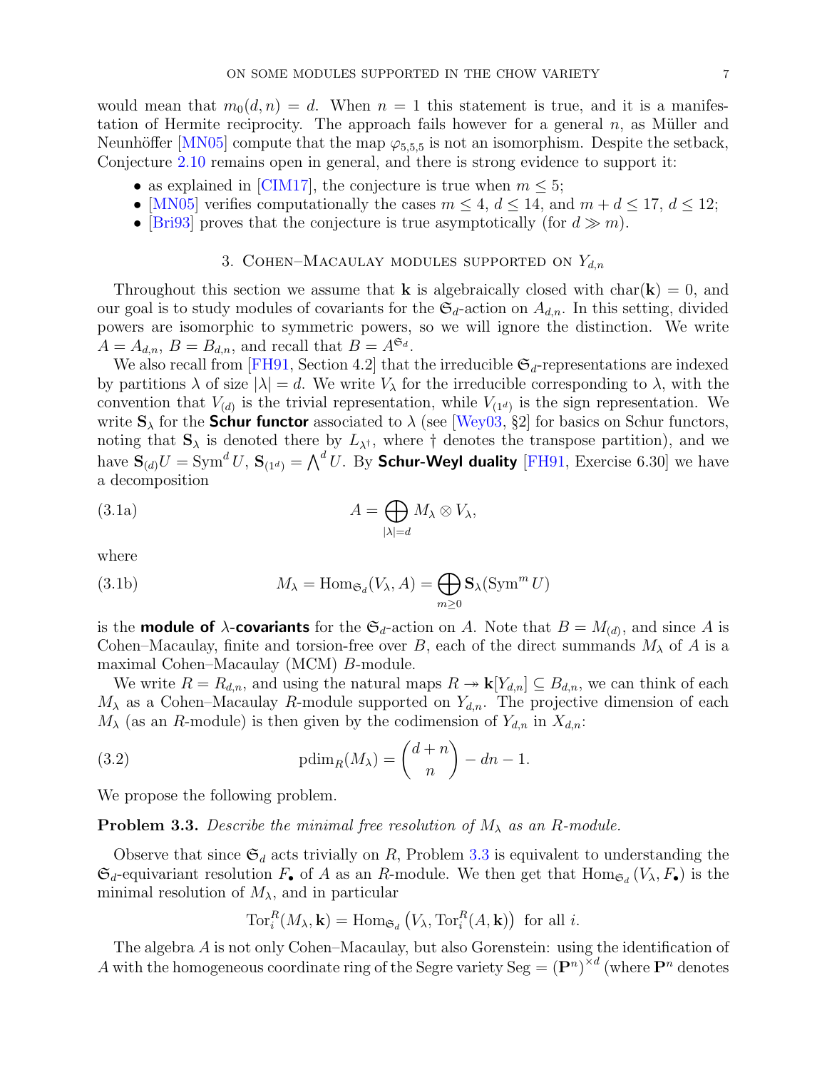would mean that $m_0(d,n) = d$. When $n = 1$ this statement is true, and it is a manifestation of Hermite reciprocity. The approach fails however for a general $n$, as Müller and Neunhöffer [MN05] compute that the map $\varphi_{5,5,5}$ is not an isomorphism. Despite the setback, Conjecture 2.10 remains open in general, and there is strong evidence to support it:

- as explained in [CIM17], the conjecture is true when $m \leq 5$;
- [MN05] verifies computationally the cases $m \leq 4$, $d \leq 14$, and $m + d \leq 17$, $d \leq 12$;
- [Bri93] proves that the conjecture is true asymptotically (for $d \gg m$).

## 3. Cohen–Macaulay modules supported on $Y_{d,n}$

Throughout this section we assume that $\mathbf{k}$ is algebraically closed with $\mathrm{char}(\mathbf{k}) = 0$, and our goal is to study modules of covariants for the $\mathfrak{S}_d$-action on $A_{d,n}$. In this setting, divided powers are isomorphic to symmetric powers, so we will ignore the distinction. We write $A = A_{d,n}$, $B = B_{d,n}$, and recall that $B = A^{\mathfrak{S}_d}$.

We also recall from [FH91, Section 4.2] that the irreducible $\mathfrak{S}_d$-representations are indexed by partitions $\lambda$ of size $|\lambda| = d$. We write $V_\lambda$ for the irreducible corresponding to $\lambda$, with the convention that $V_{(d)}$ is the trivial representation, while $V_{(1^d)}$ is the sign representation. We write $\mathbf{S}_\lambda$ for the **Schur functor** associated to $\lambda$ (see [Wey03, §2] for basics on Schur functors, noting that $\mathbf{S}_\lambda$ is denoted there by $L_{\lambda^\dagger}$, where $\dagger$ denotes the transpose partition), and we have $\mathbf{S}_{(d)}U = \mathrm{Sym}^d U$, $\mathbf{S}_{(1^d)} = \bigwedge^d U$. By **Schur-Weyl duality** [FH91, Exercise 6.30] we have a decomposition

$$A = \bigoplus_{|\lambda|=d} M_\lambda \otimes V_\lambda, \tag{3.1a}$$

where

$$M_\lambda = \mathrm{Hom}_{\mathfrak{S}_d}(V_\lambda, A) = \bigoplus_{m \geq 0} \mathbf{S}_\lambda(\mathrm{Sym}^m U) \tag{3.1b}$$

is the **module of $\lambda$-covariants** for the $\mathfrak{S}_d$-action on $A$. Note that $B = M_{(d)}$, and since $A$ is Cohen–Macaulay, finite and torsion-free over $B$, each of the direct summands $M_\lambda$ of $A$ is a maximal Cohen–Macaulay (MCM) $B$-module.

We write $R = R_{d,n}$, and using the natural maps $R \twoheadrightarrow \mathbf{k}[Y_{d,n}] \subseteq B_{d,n}$, we can think of each $M_\lambda$ as a Cohen–Macaulay $R$-module supported on $Y_{d,n}$. The projective dimension of each $M_\lambda$ (as an $R$-module) is then given by the codimension of $Y_{d,n}$ in $X_{d,n}$:

$$\mathrm{pdim}_R(M_\lambda) = \binom{d+n}{n} - dn - 1. \tag{3.2}$$

We propose the following problem.

**Problem 3.3.** *Describe the minimal free resolution of $M_\lambda$ as an $R$-module.*

Observe that since $\mathfrak{S}_d$ acts trivially on $R$, Problem 3.3 is equivalent to understanding the $\mathfrak{S}_d$-equivariant resolution $F_\bullet$ of $A$ as an $R$-module. We then get that $\mathrm{Hom}_{\mathfrak{S}_d}(V_\lambda, F_\bullet)$ is the minimal resolution of $M_\lambda$, and in particular

$$\mathrm{Tor}_i^R(M_\lambda, \mathbf{k}) = \mathrm{Hom}_{\mathfrak{S}_d}\left(V_\lambda, \mathrm{Tor}_i^R(A, \mathbf{k})\right) \text{ for all } i.$$

The algebra $A$ is not only Cohen–Macaulay, but also Gorenstein: using the identification of $A$ with the homogeneous coordinate ring of the Segre variety $\mathrm{Seg} = (\mathbf{P}^n)^{\times d}$ (where $\mathbf{P}^n$ denotes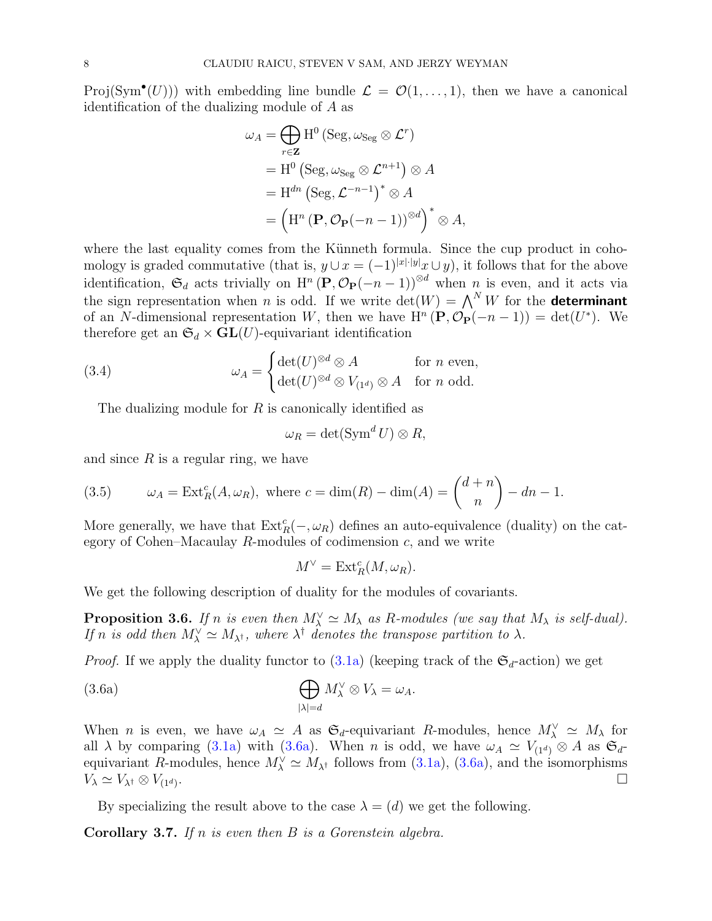Proj(Sym$^\bullet(U)$)) with embedding line bundle $\mathcal{L} = \mathcal{O}(1,\dots,1)$, then we have a canonical identification of the dualizing module of $A$ as

$$
\begin{aligned}
\omega_A &= \bigoplus_{r\in\mathbf{Z}} \mathrm{H}^0\left(\mathrm{Seg}, \omega_{\mathrm{Seg}} \otimes \mathcal{L}^r\right) \\
&= \mathrm{H}^0\left(\mathrm{Seg}, \omega_{\mathrm{Seg}} \otimes \mathcal{L}^{n+1}\right) \otimes A \\
&= \mathrm{H}^{dn}\left(\mathrm{Seg}, \mathcal{L}^{-n-1}\right)^* \otimes A \\
&= \left(\mathrm{H}^n\left(\mathbf{P}, \mathcal{O}_{\mathbf{P}}(-n-1)\right)^{\otimes d}\right)^* \otimes A,
\end{aligned}
$$

where the last equality comes from the Künneth formula. Since the cup product in cohomology is graded commutative (that is, $y \cup x = (-1)^{|x|\cdot|y|} x \cup y$), it follows that for the above identification, $\mathfrak{S}_d$ acts trivially on $\mathrm{H}^n\left(\mathbf{P}, \mathcal{O}_{\mathbf{P}}(-n-1)\right)^{\otimes d}$ when $n$ is even, and it acts via the sign representation when $n$ is odd. If we write $\det(W) = \bigwedge^N W$ for the **determinant** of an $N$-dimensional representation $W$, then we have $\mathrm{H}^n\left(\mathbf{P}, \mathcal{O}_{\mathbf{P}}(-n-1)\right) = \det(U^*)$. We therefore get an $\mathfrak{S}_d \times \mathbf{GL}(U)$-equivariant identification

$$
\omega_A = \begin{cases} \det(U)^{\otimes d} \otimes A & \text{for } n \text{ even,} \\ \det(U)^{\otimes d} \otimes V_{(1^d)} \otimes A & \text{for } n \text{ odd.} \end{cases} \tag{3.4}
$$

The dualizing module for $R$ is canonically identified as

$$
\omega_R = \det(\mathrm{Sym}^d U) \otimes R,
$$

and since $R$ is a regular ring, we have

$$
\omega_A = \mathrm{Ext}_R^c(A, \omega_R), \text{ where } c = \dim(R) - \dim(A) = \binom{d+n}{n} - dn - 1. \tag{3.5}
$$

More generally, we have that $\mathrm{Ext}_R^c(-, \omega_R)$ defines an auto-equivalence (duality) on the category of Cohen–Macaulay $R$-modules of codimension $c$, and we write

$$
M^\vee = \mathrm{Ext}_R^c(M, \omega_R).
$$

We get the following description of duality for the modules of covariants.

**Proposition 3.6.** *If $n$ is even then $M_\lambda^\vee \simeq M_\lambda$ as $R$-modules (we say that $M_\lambda$ is self-dual). If $n$ is odd then $M_\lambda^\vee \simeq M_{\lambda^\dagger}$, where $\lambda^\dagger$ denotes the transpose partition to $\lambda$.*

*Proof.* If we apply the duality functor to (3.1a) (keeping track of the $\mathfrak{S}_d$-action) we get

$$
\bigoplus_{|\lambda|=d} M_\lambda^\vee \otimes V_\lambda = \omega_A. \tag{3.6a}
$$

When $n$ is even, we have $\omega_A \simeq A$ as $\mathfrak{S}_d$-equivariant $R$-modules, hence $M_\lambda^\vee \simeq M_\lambda$ for all $\lambda$ by comparing (3.1a) with (3.6a). When $n$ is odd, we have $\omega_A \simeq V_{(1^d)} \otimes A$ as $\mathfrak{S}_d$-equivariant $R$-modules, hence $M_\lambda^\vee \simeq M_{\lambda^\dagger}$ follows from (3.1a), (3.6a), and the isomorphisms $V_\lambda \simeq V_{\lambda^\dagger} \otimes V_{(1^d)}$. $\square$

By specializing the result above to the case $\lambda = (d)$ we get the following.

**Corollary 3.7.** *If $n$ is even then $B$ is a Gorenstein algebra.*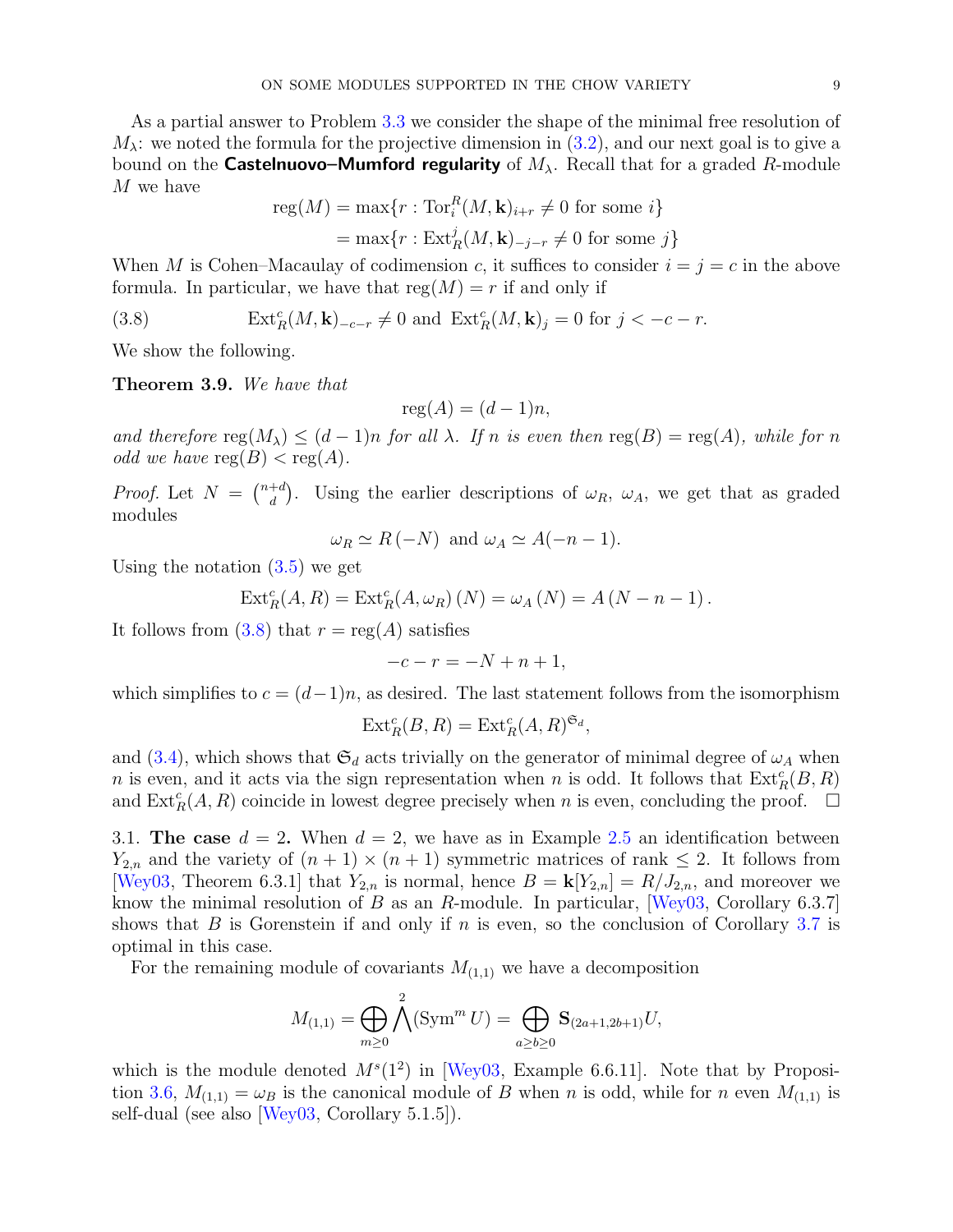As a partial answer to Problem 3.3 we consider the shape of the minimal free resolution of $M_\lambda$: we noted the formula for the projective dimension in (3.2), and our next goal is to give a bound on the **Castelnuovo–Mumford regularity** of $M_\lambda$. Recall that for a graded $R$-module $M$ we have

$$\begin{aligned}\operatorname{reg}(M) &= \max\{r : \operatorname{Tor}_i^R(M, \mathbf{k})_{i+r} \neq 0 \text{ for some } i\} \\ &= \max\{r : \operatorname{Ext}_R^j(M, \mathbf{k})_{-j-r} \neq 0 \text{ for some } j\}\end{aligned}$$

When $M$ is Cohen–Macaulay of codimension $c$, it suffices to consider $i = j = c$ in the above formula. In particular, we have that $\operatorname{reg}(M) = r$ if and only if

$$\operatorname{Ext}_R^c(M, \mathbf{k})_{-c-r} \neq 0 \text{ and } \operatorname{Ext}_R^c(M, \mathbf{k})_j = 0 \text{ for } j < -c - r. \tag{3.8}$$

We show the following.

**Theorem 3.9.** *We have that*

$$\operatorname{reg}(A) = (d-1)n,$$

*and therefore* $\operatorname{reg}(M_\lambda) \leq (d-1)n$ *for all* $\lambda$*. If* $n$ *is even then* $\operatorname{reg}(B) = \operatorname{reg}(A)$*, while for* $n$ *odd we have* $\operatorname{reg}(B) < \operatorname{reg}(A)$*.*

*Proof.* Let $N = \binom{n+d}{d}$. Using the earlier descriptions of $\omega_R$, $\omega_A$, we get that as graded modules

$$\omega_R \simeq R(-N) \text{ and } \omega_A \simeq A(-n-1).$$

Using the notation (3.5) we get

$$\operatorname{Ext}_R^c(A, R) = \operatorname{Ext}_R^c(A, \omega_R)(N) = \omega_A(N) = A(N - n - 1).$$

It follows from (3.8) that $r = \operatorname{reg}(A)$ satisfies

$$-c - r = -N + n + 1,$$

which simplifies to $c = (d-1)n$, as desired. The last statement follows from the isomorphism

$$\operatorname{Ext}_R^c(B, R) = \operatorname{Ext}_R^c(A, R)^{\mathfrak{S}_d},$$

and (3.4), which shows that $\mathfrak{S}_d$ acts trivially on the generator of minimal degree of $\omega_A$ when $n$ is even, and it acts via the sign representation when $n$ is odd. It follows that $\operatorname{Ext}_R^c(B, R)$ and $\operatorname{Ext}_R^c(A, R)$ coincide in lowest degree precisely when $n$ is even, concluding the proof. $\square$

## 3.1. The case $d = 2$.

When $d = 2$, we have as in Example 2.5 an identification between $Y_{2,n}$ and the variety of $(n+1) \times (n+1)$ symmetric matrices of rank $\leq 2$. It follows from [Wey03, Theorem 6.3.1] that $Y_{2,n}$ is normal, hence $B = \mathbf{k}[Y_{2,n}] = R/J_{2,n}$, and moreover we know the minimal resolution of $B$ as an $R$-module. In particular, [Wey03, Corollary 6.3.7] shows that $B$ is Gorenstein if and only if $n$ is even, so the conclusion of Corollary 3.7 is optimal in this case.

For the remaining module of covariants $M_{(1,1)}$ we have a decomposition

$$M_{(1,1)} = \bigoplus_{m \geq 0} \bigwedge^2 (\operatorname{Sym}^m U) = \bigoplus_{a \geq b \geq 0} \mathbf{S}_{(2a+1, 2b+1)} U,$$

which is the module denoted $M^s(1^2)$ in [Wey03, Example 6.6.11]. Note that by Proposition 3.6, $M_{(1,1)} = \omega_B$ is the canonical module of $B$ when $n$ is odd, while for $n$ even $M_{(1,1)}$ is self-dual (see also [Wey03, Corollary 5.1.5]).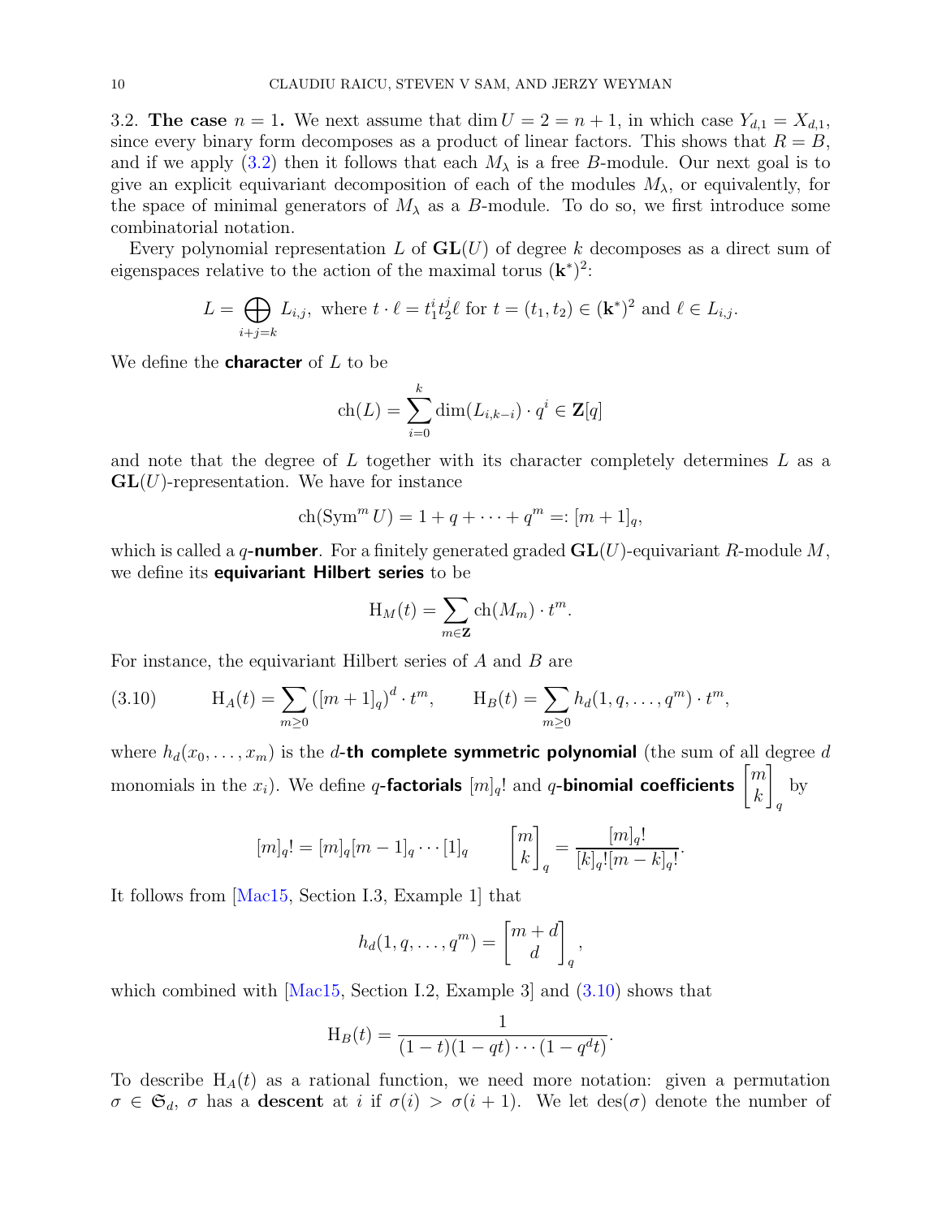### 3.2. The case $n = 1$.

We next assume that $\dim U = 2 = n+1$, in which case $Y_{d,1} = X_{d,1}$, since every binary form decomposes as a product of linear factors. This shows that $R = B$, and if we apply (3.2) then it follows that each $M_\lambda$ is a free $B$-module. Our next goal is to give an explicit equivariant decomposition of each of the modules $M_\lambda$, or equivalently, for the space of minimal generators of $M_\lambda$ as a $B$-module. To do so, we first introduce some combinatorial notation.

Every polynomial representation $L$ of $\mathbf{GL}(U)$ of degree $k$ decomposes as a direct sum of eigenspaces relative to the action of the maximal torus $(\mathbf{k}^*)^2$:

$$L = \bigoplus_{i+j=k} L_{i,j}, \text{ where } t \cdot \ell = t_1^i t_2^j \ell \text{ for } t = (t_1, t_2) \in (\mathbf{k}^*)^2 \text{ and } \ell \in L_{i,j}.$$

We define the **character** of $L$ to be

$$\mathrm{ch}(L) = \sum_{i=0}^{k} \dim(L_{i,k-i}) \cdot q^i \in \mathbf{Z}[q]$$

and note that the degree of $L$ together with its character completely determines $L$ as a $\mathbf{GL}(U)$-representation. We have for instance

$$\mathrm{ch}(\mathrm{Sym}^m U) = 1 + q + \cdots + q^m =: [m+1]_q,$$

which is called a $q$-**number**. For a finitely generated graded $\mathbf{GL}(U)$-equivariant $R$-module $M$, we define its **equivariant Hilbert series** to be

$$\mathrm{H}_M(t) = \sum_{m \in \mathbf{Z}} \mathrm{ch}(M_m) \cdot t^m.$$

For instance, the equivariant Hilbert series of $A$ and $B$ are

$$\mathrm{H}_A(t) = \sum_{m \geq 0} \left([m+1]_q\right)^d \cdot t^m, \qquad \mathrm{H}_B(t) = \sum_{m \geq 0} h_d(1, q, \dots, q^m) \cdot t^m, \tag{3.10}$$

where $h_d(x_0, \dots, x_m)$ is the $d$-**th complete symmetric polynomial** (the sum of all degree $d$ monomials in the $x_i$). We define $q$-**factorials** $[m]_q!$ and $q$-**binomial coefficients** $\begin{bmatrix} m \\ k \end{bmatrix}_q$ by

$$[m]_q! = [m]_q [m-1]_q \cdots [1]_q \qquad \begin{bmatrix} m \\ k \end{bmatrix}_q = \frac{[m]_q!}{[k]_q! [m-k]_q!}.$$

It follows from [Mac15, Section I.3, Example 1] that

$$h_d(1, q, \dots, q^m) = \begin{bmatrix} m+d \\ d \end{bmatrix}_q,$$

which combined with [Mac15, Section I.2, Example 3] and (3.10) shows that

$$\mathrm{H}_B(t) = \frac{1}{(1-t)(1-qt)\cdots(1-q^d t)}.$$

To describe $\mathrm{H}_A(t)$ as a rational function, we need more notation: given a permutation $\sigma \in \mathfrak{S}_d$, $\sigma$ has a **descent** at $i$ if $\sigma(i) > \sigma(i+1)$. We let $\mathrm{des}(\sigma)$ denote the number of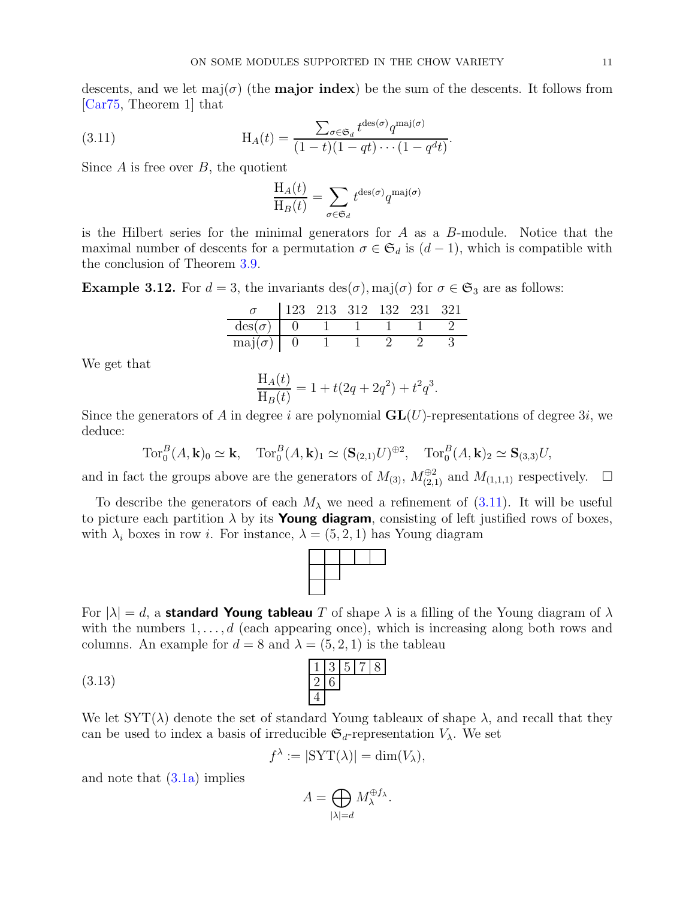descents, and we let $\mathrm{maj}(\sigma)$ (the **major index**) be the sum of the descents. It follows from [Car75, Theorem 1] that

$$\mathrm{H}_A(t) = \frac{\sum_{\sigma\in\mathfrak{S}_d} t^{\mathrm{des}(\sigma)} q^{\mathrm{maj}(\sigma)}}{(1-t)(1-qt)\cdots(1-q^d t)}. \tag{3.11}$$

Since $A$ is free over $B$, the quotient

$$\frac{\mathrm{H}_A(t)}{\mathrm{H}_B(t)} = \sum_{\sigma\in\mathfrak{S}_d} t^{\mathrm{des}(\sigma)} q^{\mathrm{maj}(\sigma)}$$

is the Hilbert series for the minimal generators for $A$ as a $B$-module. Notice that the maximal number of descents for a permutation $\sigma \in \mathfrak{S}_d$ is $(d-1)$, which is compatible with the conclusion of Theorem 3.9.

**Example 3.12.** For $d = 3$, the invariants $\mathrm{des}(\sigma), \mathrm{maj}(\sigma)$ for $\sigma \in \mathfrak{S}_3$ are as follows:

| $\sigma$ | 123 | 213 | 312 | 132 | 231 | 321 |
|---|---|---|---|---|---|---|
| $\mathrm{des}(\sigma)$ | 0 | 1 | 1 | 1 | 1 | 2 |
| $\mathrm{maj}(\sigma)$ | 0 | 1 | 1 | 2 | 2 | 3 |

We get that

$$\frac{\mathrm{H}_A(t)}{\mathrm{H}_B(t)} = 1 + t(2q + 2q^2) + t^2 q^3.$$

Since the generators of $A$ in degree $i$ are polynomial $\mathbf{GL}(U)$-representations of degree $3i$, we deduce:

$$\mathrm{Tor}_0^B(A,\mathbf{k})_0 \simeq \mathbf{k}, \quad \mathrm{Tor}_0^B(A,\mathbf{k})_1 \simeq (\mathbf{S}_{(2,1)}U)^{\oplus 2}, \quad \mathrm{Tor}_0^B(A,\mathbf{k})_2 \simeq \mathbf{S}_{(3,3)}U,$$

and in fact the groups above are the generators of $M_{(3)}$, $M_{(2,1)}^{\oplus 2}$ and $M_{(1,1,1)}$ respectively. $\square$

To describe the generators of each $M_\lambda$ we need a refinement of (3.11). It will be useful to picture each partition $\lambda$ by its **Young diagram**, consisting of left justified rows of boxes, with $\lambda_i$ boxes in row $i$. For instance, $\lambda = (5,2,1)$ has Young diagram

| | | | | |
|---|---|---|---|---|
| | | | | |
| | | | | |
| | | | | |

For $|\lambda| = d$, a **standard Young tableau** $T$ of shape $\lambda$ is a filling of the Young diagram of $\lambda$ with the numbers $1,\dots,d$ (each appearing once), which is increasing along both rows and columns. An example for $d = 8$ and $\lambda = (5,2,1)$ is the tableau

(3.13)

| 1 | 3 | 5 | 7 | 8 |
|---|---|---|---|---|
| 2 | 6 | | | |
| 4 | | | | |

We let $\mathrm{SYT}(\lambda)$ denote the set of standard Young tableaux of shape $\lambda$, and recall that they can be used to index a basis of irreducible $\mathfrak{S}_d$-representation $V_\lambda$. We set

$$f^\lambda := |\mathrm{SYT}(\lambda)| = \dim(V_\lambda),$$

and note that (3.1a) implies

$$A = \bigoplus_{|\lambda|=d} M_\lambda^{\oplus f_\lambda}.$$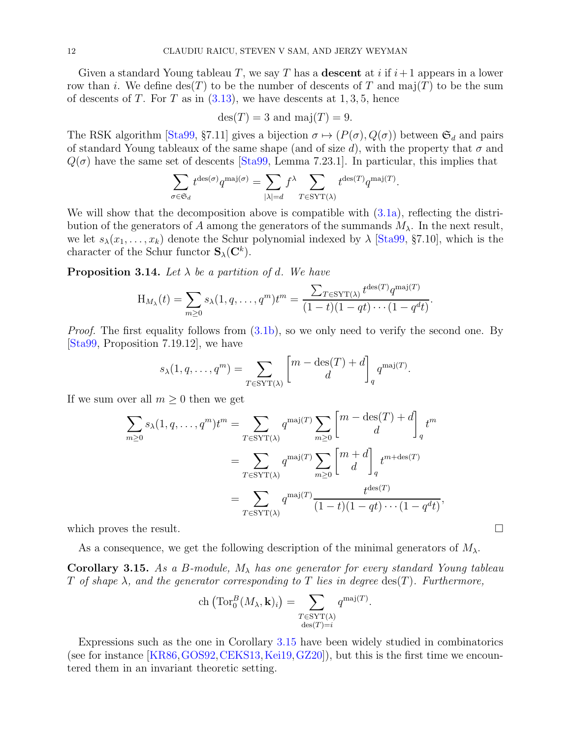Given a standard Young tableau $T$, we say $T$ has a **descent** at $i$ if $i+1$ appears in a lower row than $i$. We define $\operatorname{des}(T)$ to be the number of descents of $T$ and $\operatorname{maj}(T)$ to be the sum of descents of $T$. For $T$ as in (3.13), we have descents at $1, 3, 5$, hence

$$\operatorname{des}(T) = 3 \text{ and } \operatorname{maj}(T) = 9.$$

The RSK algorithm [Sta99, §7.11] gives a bijection $\sigma \mapsto (P(\sigma), Q(\sigma))$ between $\mathfrak{S}_d$ and pairs of standard Young tableaux of the same shape (and of size $d$), with the property that $\sigma$ and $Q(\sigma)$ have the same set of descents [Sta99, Lemma 7.23.1]. In particular, this implies that

$$\sum_{\sigma \in \mathfrak{S}_d} t^{\operatorname{des}(\sigma)} q^{\operatorname{maj}(\sigma)} = \sum_{|\lambda|=d} f^\lambda \sum_{T \in \operatorname{SYT}(\lambda)} t^{\operatorname{des}(T)} q^{\operatorname{maj}(T)}.$$

We will show that the decomposition above is compatible with (3.1a), reflecting the distribution of the generators of $A$ among the generators of the summands $M_\lambda$. In the next result, we let $s_\lambda(x_1, \dots, x_k)$ denote the Schur polynomial indexed by $\lambda$ [Sta99, §7.10], which is the character of the Schur functor $\mathbf{S}_\lambda(\mathbf{C}^k)$.

**Proposition 3.14.** *Let $\lambda$ be a partition of $d$. We have*

$$\mathrm{H}_{M_\lambda}(t) = \sum_{m \geq 0} s_\lambda(1, q, \dots, q^m) t^m = \frac{\sum_{T \in \operatorname{SYT}(\lambda)} t^{\operatorname{des}(T)} q^{\operatorname{maj}(T)}}{(1-t)(1-qt)\cdots(1-q^d t)}.$$

*Proof.* The first equality follows from (3.1b), so we only need to verify the second one. By [Sta99, Proposition 7.19.12], we have

$$s_\lambda(1, q, \dots, q^m) = \sum_{T \in \operatorname{SYT}(\lambda)} \begin{bmatrix} m - \operatorname{des}(T) + d \\ d \end{bmatrix}_q q^{\operatorname{maj}(T)}.$$

If we sum over all $m \geq 0$ then we get

$$\begin{aligned}
\sum_{m \geq 0} s_\lambda(1, q, \dots, q^m) t^m &= \sum_{T \in \operatorname{SYT}(\lambda)} q^{\operatorname{maj}(T)} \sum_{m \geq 0} \begin{bmatrix} m - \operatorname{des}(T) + d \\ d \end{bmatrix}_q t^m \\
&= \sum_{T \in \operatorname{SYT}(\lambda)} q^{\operatorname{maj}(T)} \sum_{m \geq 0} \begin{bmatrix} m + d \\ d \end{bmatrix}_q t^{m + \operatorname{des}(T)} \\
&= \sum_{T \in \operatorname{SYT}(\lambda)} q^{\operatorname{maj}(T)} \frac{t^{\operatorname{des}(T)}}{(1-t)(1-qt)\cdots(1-q^d t)},
\end{aligned}$$

which proves the result. ∎

As a consequence, we get the following description of the minimal generators of $M_\lambda$.

**Corollary 3.15.** *As a $B$-module, $M_\lambda$ has one generator for every standard Young tableau $T$ of shape $\lambda$, and the generator corresponding to $T$ lies in degree $\operatorname{des}(T)$. Furthermore,*

$$\operatorname{ch}\left(\operatorname{Tor}_0^B(M_\lambda, \mathbf{k})_i\right) = \sum_{\substack{T \in \operatorname{SYT}(\lambda) \\ \operatorname{des}(T) = i}} q^{\operatorname{maj}(T)}.$$

Expressions such as the one in Corollary 3.15 have been widely studied in combinatorics (see for instance [KR86, GOS92, CEKS13, Kei19, GZ20]), but this is the first time we encountered them in an invariant theoretic setting.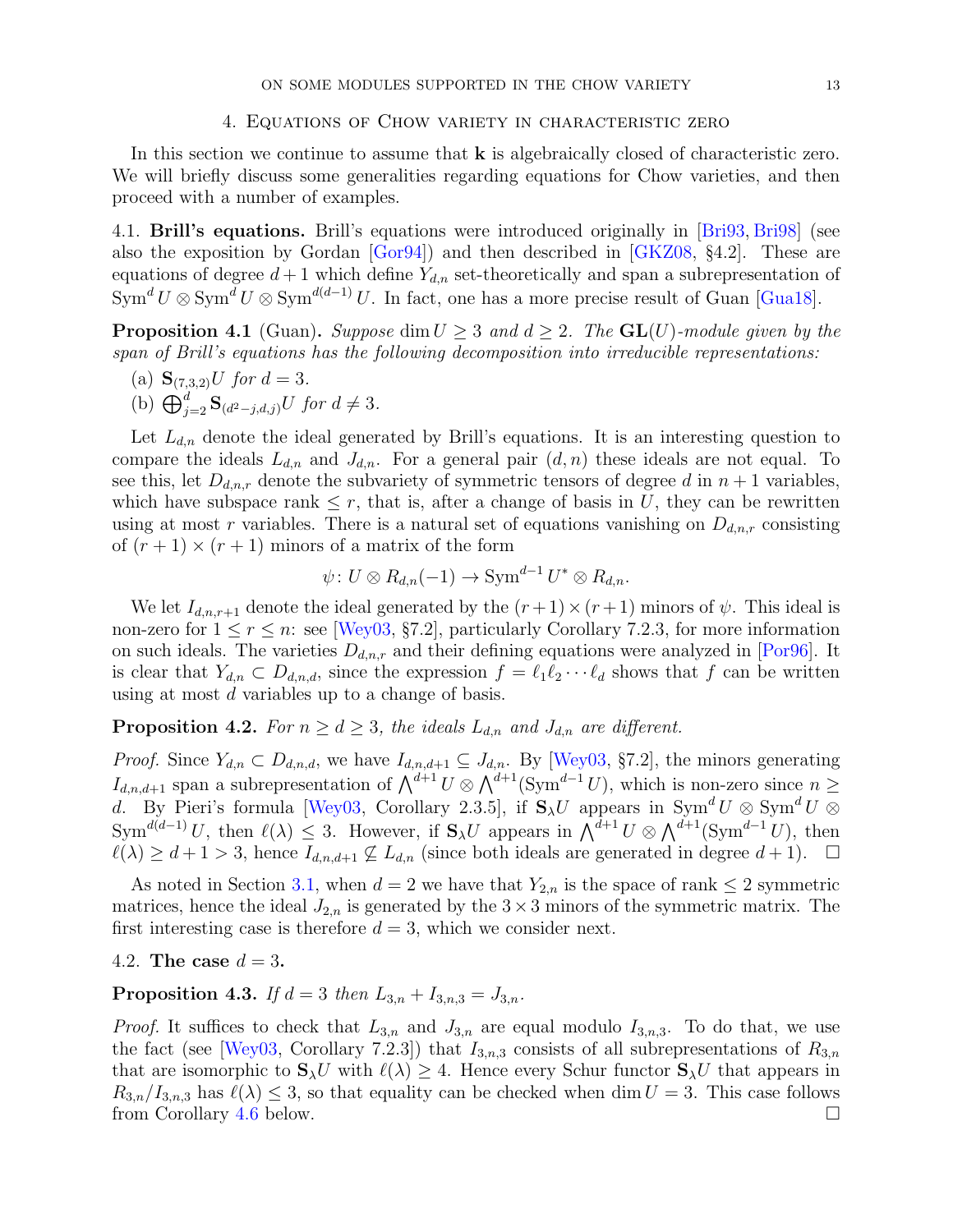## 4. Equations of Chow variety in characteristic zero

In this section we continue to assume that $\mathbf{k}$ is algebraically closed of characteristic zero. We will briefly discuss some generalities regarding equations for Chow varieties, and then proceed with a number of examples.

4.1. **Brill's equations.** Brill's equations were introduced originally in [Bri93, Bri98] (see also the exposition by Gordan [Gor94]) and then described in [GKZ08, §4.2]. These are equations of degree $d+1$ which define $Y_{d,n}$ set-theoretically and span a subrepresentation of $\mathrm{Sym}^d U \otimes \mathrm{Sym}^d U \otimes \mathrm{Sym}^{d(d-1)} U$. In fact, one has a more precise result of Guan [Gua18].

**Proposition 4.1** (Guan). *Suppose $\dim U \geq 3$ and $d \geq 2$. The $\mathbf{GL}(U)$-module given by the span of Brill's equations has the following decomposition into irreducible representations:*

(a) $\mathbf{S}_{(7,3,2)}U$ *for* $d = 3$.

(b) $\bigoplus_{j=2}^{d} \mathbf{S}_{(d^2-j,d,j)}U$ *for* $d \neq 3$.

Let $L_{d,n}$ denote the ideal generated by Brill's equations. It is an interesting question to compare the ideals $L_{d,n}$ and $J_{d,n}$. For a general pair $(d,n)$ these ideals are not equal. To see this, let $D_{d,n,r}$ denote the subvariety of symmetric tensors of degree $d$ in $n+1$ variables, which have subspace rank $\leq r$, that is, after a change of basis in $U$, they can be rewritten using at most $r$ variables. There is a natural set of equations vanishing on $D_{d,n,r}$ consisting of $(r+1) \times (r+1)$ minors of a matrix of the form

$$\psi \colon U \otimes R_{d,n}(-1) \to \mathrm{Sym}^{d-1} U^* \otimes R_{d,n}.$$

We let $I_{d,n,r+1}$ denote the ideal generated by the $(r+1)\times(r+1)$ minors of $\psi$. This ideal is non-zero for $1 \leq r \leq n$: see [Wey03, §7.2], particularly Corollary 7.2.3, for more information on such ideals. The varieties $D_{d,n,r}$ and their defining equations were analyzed in [Por96]. It is clear that $Y_{d,n} \subset D_{d,n,d}$, since the expression $f = \ell_1 \ell_2 \cdots \ell_d$ shows that $f$ can be written using at most $d$ variables up to a change of basis.

**Proposition 4.2.** *For $n \geq d \geq 3$, the ideals $L_{d,n}$ and $J_{d,n}$ are different.*

*Proof.* Since $Y_{d,n} \subset D_{d,n,d}$, we have $I_{d,n,d+1} \subseteq J_{d,n}$. By [Wey03, §7.2], the minors generating $I_{d,n,d+1}$ span a subrepresentation of $\bigwedge^{d+1} U \otimes \bigwedge^{d+1}(\mathrm{Sym}^{d-1} U)$, which is non-zero since $n \geq d$. By Pieri's formula [Wey03, Corollary 2.3.5], if $\mathbf{S}_\lambda U$ appears in $\mathrm{Sym}^d U \otimes \mathrm{Sym}^d U \otimes \mathrm{Sym}^{d(d-1)} U$, then $\ell(\lambda) \leq 3$. However, if $\mathbf{S}_\lambda U$ appears in $\bigwedge^{d+1} U \otimes \bigwedge^{d+1}(\mathrm{Sym}^{d-1} U)$, then $\ell(\lambda) \geq d+1 > 3$, hence $I_{d,n,d+1} \not\subseteq L_{d,n}$ (since both ideals are generated in degree $d+1$). $\square$

As noted in Section 3.1, when $d = 2$ we have that $Y_{2,n}$ is the space of rank $\leq 2$ symmetric matrices, hence the ideal $J_{2,n}$ is generated by the $3 \times 3$ minors of the symmetric matrix. The first interesting case is therefore $d = 3$, which we consider next.

4.2. **The case $d = 3$.**

**Proposition 4.3.** *If $d = 3$ then $L_{3,n} + I_{3,n,3} = J_{3,n}$.*

*Proof.* It suffices to check that $L_{3,n}$ and $J_{3,n}$ are equal modulo $I_{3,n,3}$. To do that, we use the fact (see [Wey03, Corollary 7.2.3]) that $I_{3,n,3}$ consists of all subrepresentations of $R_{3,n}$ that are isomorphic to $\mathbf{S}_\lambda U$ with $\ell(\lambda) \geq 4$. Hence every Schur functor $\mathbf{S}_\lambda U$ that appears in $R_{3,n}/I_{3,n,3}$ has $\ell(\lambda) \leq 3$, so that equality can be checked when $\dim U = 3$. This case follows from Corollary 4.6 below. $\square$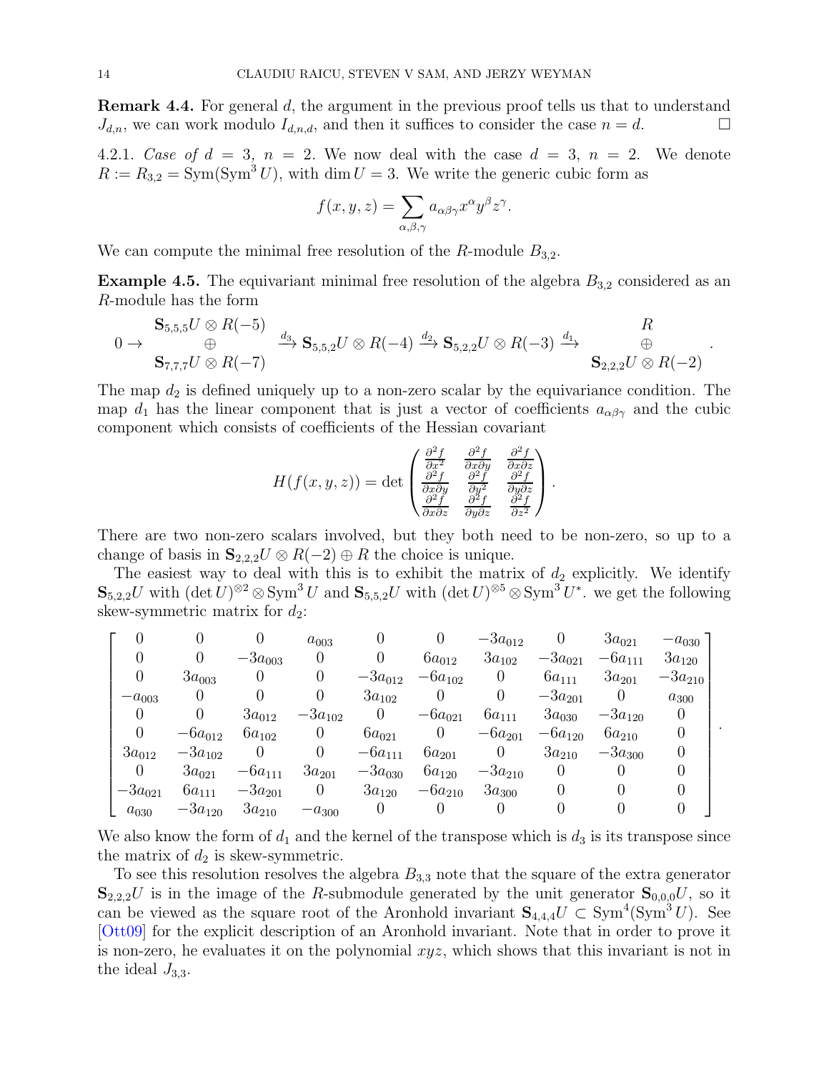**Remark 4.4.** For general $d$, the argument in the previous proof tells us that to understand $J_{d,n}$, we can work modulo $I_{d,n,d}$, and then it suffices to consider the case $n = d$. $\square$

4.2.1. *Case of $d = 3$, $n = 2$.* We now deal with the case $d = 3$, $n = 2$. We denote $R := R_{3,2} = \mathrm{Sym}(\mathrm{Sym}^3 U)$, with $\dim U = 3$. We write the generic cubic form as

$$f(x, y, z) = \sum_{\alpha,\beta,\gamma} a_{\alpha\beta\gamma} x^\alpha y^\beta z^\gamma.$$

We can compute the minimal free resolution of the $R$-module $B_{3,2}$.

**Example 4.5.** The equivariant minimal free resolution of the algebra $B_{3,2}$ considered as an $R$-module has the form

$$0 \to \begin{array}{c} \mathbf{S}_{5,5,5}U \otimes R(-5) \\ \oplus \\ \mathbf{S}_{7,7,7}U \otimes R(-7) \end{array} \xrightarrow{d_3} \mathbf{S}_{5,5,2}U \otimes R(-4) \xrightarrow{d_2} \mathbf{S}_{5,2,2}U \otimes R(-3) \xrightarrow{d_1} \begin{array}{c} R \\ \oplus \\ \mathbf{S}_{2,2,2}U \otimes R(-2) \end{array}.$$

The map $d_2$ is defined uniquely up to a non-zero scalar by the equivariance condition. The map $d_1$ has the linear component that is just a vector of coefficients $a_{\alpha\beta\gamma}$ and the cubic component which consists of coefficients of the Hessian covariant

$$H(f(x, y, z)) = \det \begin{pmatrix} \frac{\partial^2 f}{\partial x^2} & \frac{\partial^2 f}{\partial x \partial y} & \frac{\partial^2 f}{\partial x \partial z} \\ \frac{\partial^2 f}{\partial x \partial y} & \frac{\partial^2 f}{\partial y^2} & \frac{\partial^2 f}{\partial y \partial z} \\ \frac{\partial^2 f}{\partial x \partial z} & \frac{\partial^2 f}{\partial y \partial z} & \frac{\partial^2 f}{\partial z^2} \end{pmatrix}.$$

There are two non-zero scalars involved, but they both need to be non-zero, so up to a change of basis in $\mathbf{S}_{2,2,2}U \otimes R(-2) \oplus R$ the choice is unique.

The easiest way to deal with this is to exhibit the matrix of $d_2$ explicitly. We identify $\mathbf{S}_{5,2,2}U$ with $(\det U)^{\otimes 2} \otimes \mathrm{Sym}^3 U$ and $\mathbf{S}_{5,5,2}U$ with $(\det U)^{\otimes 5} \otimes \mathrm{Sym}^3 U^*$. we get the following skew-symmetric matrix for $d_2$:

$$\begin{bmatrix}
0 & 0 & 0 & a_{003} & 0 & 0 & -3a_{012} & 0 & 3a_{021} & -a_{030} \\
0 & 0 & -3a_{003} & 0 & 0 & 6a_{012} & 3a_{102} & -3a_{021} & -6a_{111} & 3a_{120} \\
0 & 3a_{003} & 0 & 0 & -3a_{012} & -6a_{102} & 0 & 6a_{111} & 3a_{201} & -3a_{210} \\
-a_{003} & 0 & 0 & 0 & 3a_{102} & 0 & 0 & -3a_{201} & 0 & a_{300} \\
0 & 0 & 3a_{012} & -3a_{102} & 0 & -6a_{021} & 6a_{111} & 3a_{030} & -3a_{120} & 0 \\
0 & -6a_{012} & 6a_{102} & 0 & 6a_{021} & 0 & -6a_{201} & -6a_{120} & 6a_{210} & 0 \\
3a_{012} & -3a_{102} & 0 & 0 & -6a_{111} & 6a_{201} & 0 & 3a_{210} & -3a_{300} & 0 \\
0 & 3a_{021} & -6a_{111} & 3a_{201} & -3a_{030} & 6a_{120} & -3a_{210} & 0 & 0 & 0 \\
-3a_{021} & 6a_{111} & -3a_{201} & 0 & 3a_{120} & -6a_{210} & 3a_{300} & 0 & 0 & 0 \\
a_{030} & -3a_{120} & 3a_{210} & -a_{300} & 0 & 0 & 0 & 0 & 0 & 0
\end{bmatrix}.$$

We also know the form of $d_1$ and the kernel of the transpose which is $d_3$ is its transpose since the matrix of $d_2$ is skew-symmetric.

To see this resolution resolves the algebra $B_{3,3}$ note that the square of the extra generator $\mathbf{S}_{2,2,2}U$ is in the image of the $R$-submodule generated by the unit generator $\mathbf{S}_{0,0,0}U$, so it can be viewed as the square root of the Aronhold invariant $\mathbf{S}_{4,4,4}U \subset \mathrm{Sym}^4(\mathrm{Sym}^3 U)$. See [Ott09] for the explicit description of an Aronhold invariant. Note that in order to prove it is non-zero, he evaluates it on the polynomial $xyz$, which shows that this invariant is not in the ideal $J_{3,3}$.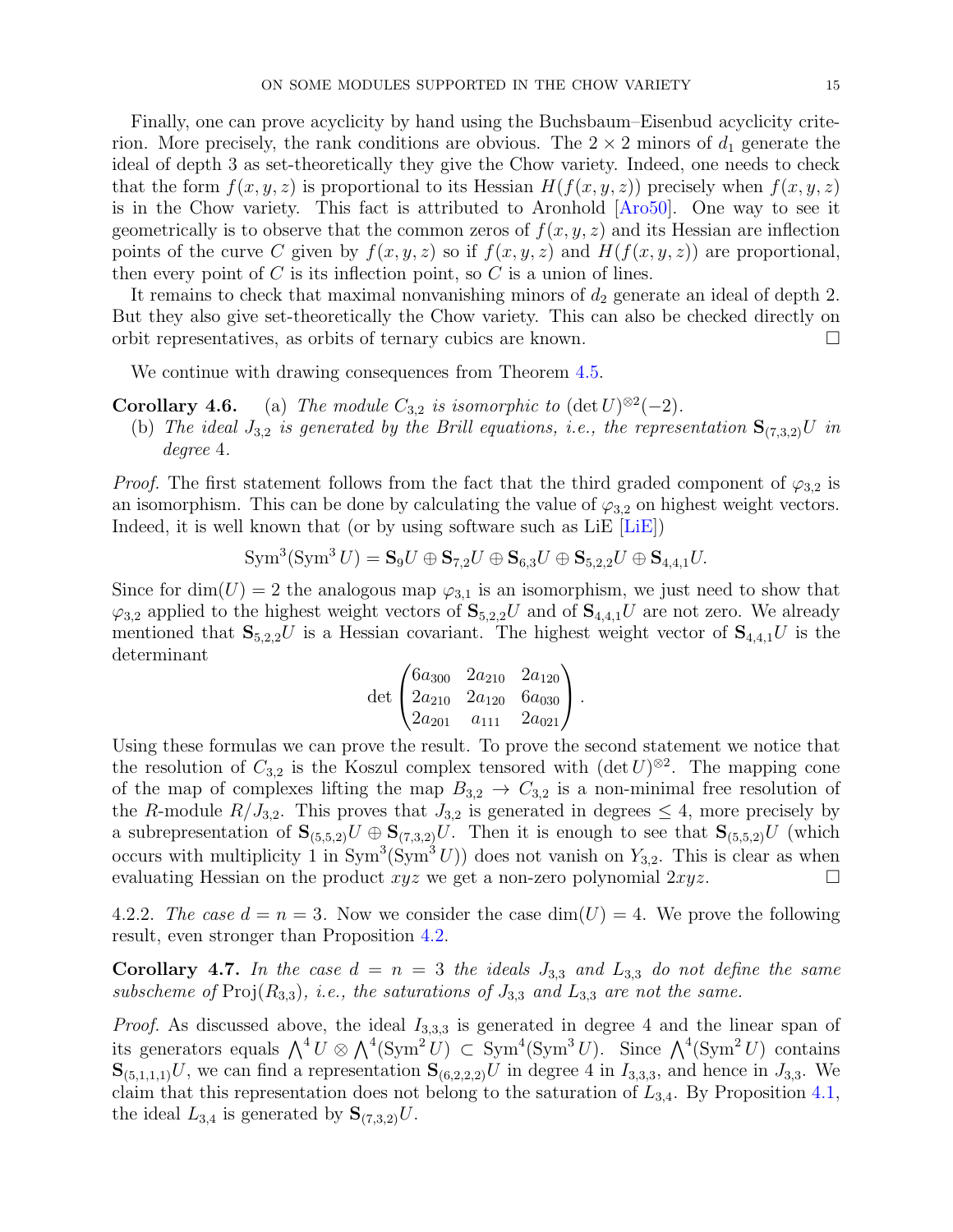Finally, one can prove acyclicity by hand using the Buchsbaum–Eisenbud acyclicity criterion. More precisely, the rank conditions are obvious. The $2 \times 2$ minors of $d_1$ generate the ideal of depth 3 as set-theoretically they give the Chow variety. Indeed, one needs to check that the form $f(x, y, z)$ is proportional to its Hessian $H(f(x, y, z))$ precisely when $f(x, y, z)$ is in the Chow variety. This fact is attributed to Aronhold [Aro50]. One way to see it geometrically is to observe that the common zeros of $f(x, y, z)$ and its Hessian are inflection points of the curve $C$ given by $f(x, y, z)$ so if $f(x, y, z)$ and $H(f(x, y, z))$ are proportional, then every point of $C$ is its inflection point, so $C$ is a union of lines.

It remains to check that maximal nonvanishing minors of $d_2$ generate an ideal of depth 2. But they also give set-theoretically the Chow variety. This can also be checked directly on orbit representatives, as orbits of ternary cubics are known. □

We continue with drawing consequences from Theorem 4.5.

**Corollary 4.6.** (a) *The module $C_{3,2}$ is isomorphic to $(\det U)^{\otimes 2}(-2)$.*
(b) *The ideal $J_{3,2}$ is generated by the Brill equations, i.e., the representation $\mathbf{S}_{(7,3,2)}U$ in degree 4.*

*Proof.* The first statement follows from the fact that the third graded component of $\varphi_{3,2}$ is an isomorphism. This can be done by calculating the value of $\varphi_{3,2}$ on highest weight vectors. Indeed, it is well known that (or by using software such as LiE [LiE])

$$\mathrm{Sym}^3(\mathrm{Sym}^3 U) = \mathbf{S}_9 U \oplus \mathbf{S}_{7,2} U \oplus \mathbf{S}_{6,3} U \oplus \mathbf{S}_{5,2,2} U \oplus \mathbf{S}_{4,4,1} U.$$

Since for $\dim(U) = 2$ the analogous map $\varphi_{3,1}$ is an isomorphism, we just need to show that $\varphi_{3,2}$ applied to the highest weight vectors of $\mathbf{S}_{5,2,2}U$ and of $\mathbf{S}_{4,4,1}U$ are not zero. We already mentioned that $\mathbf{S}_{5,2,2}U$ is a Hessian covariant. The highest weight vector of $\mathbf{S}_{4,4,1}U$ is the determinant

$$\det \begin{pmatrix} 6a_{300} & 2a_{210} & 2a_{120} \\ 2a_{210} & 2a_{120} & 6a_{030} \\ 2a_{201} & a_{111} & 2a_{021} \end{pmatrix}.$$

Using these formulas we can prove the result. To prove the second statement we notice that the resolution of $C_{3,2}$ is the Koszul complex tensored with $(\det U)^{\otimes 2}$. The mapping cone of the map of complexes lifting the map $B_{3,2} \to C_{3,2}$ is a non-minimal free resolution of the $R$-module $R/J_{3,2}$. This proves that $J_{3,2}$ is generated in degrees $\leq 4$, more precisely by a subrepresentation of $\mathbf{S}_{(5,5,2)}U \oplus \mathbf{S}_{(7,3,2)}U$. Then it is enough to see that $\mathbf{S}_{(5,5,2)}U$ (which occurs with multiplicity 1 in $\mathrm{Sym}^3(\mathrm{Sym}^3 U)$) does not vanish on $Y_{3,2}$. This is clear as when evaluating Hessian on the product $xyz$ we get a non-zero polynomial $2xyz$. □

4.2.2. *The case $d = n = 3$.* Now we consider the case $\dim(U) = 4$. We prove the following result, even stronger than Proposition 4.2.

**Corollary 4.7.** *In the case $d = n = 3$ the ideals $J_{3,3}$ and $L_{3,3}$ do not define the same subscheme of $\mathrm{Proj}(R_{3,3})$, i.e., the saturations of $J_{3,3}$ and $L_{3,3}$ are not the same.*

*Proof.* As discussed above, the ideal $I_{3,3,3}$ is generated in degree 4 and the linear span of its generators equals $\bigwedge^4 U \otimes \bigwedge^4(\mathrm{Sym}^2 U) \subset \mathrm{Sym}^4(\mathrm{Sym}^3 U)$. Since $\bigwedge^4(\mathrm{Sym}^2 U)$ contains $\mathbf{S}_{(5,1,1,1)}U$, we can find a representation $\mathbf{S}_{(6,2,2,2)}U$ in degree 4 in $I_{3,3,3}$, and hence in $J_{3,3}$. We claim that this representation does not belong to the saturation of $L_{3,4}$. By Proposition 4.1, the ideal $L_{3,4}$ is generated by $\mathbf{S}_{(7,3,2)}U$.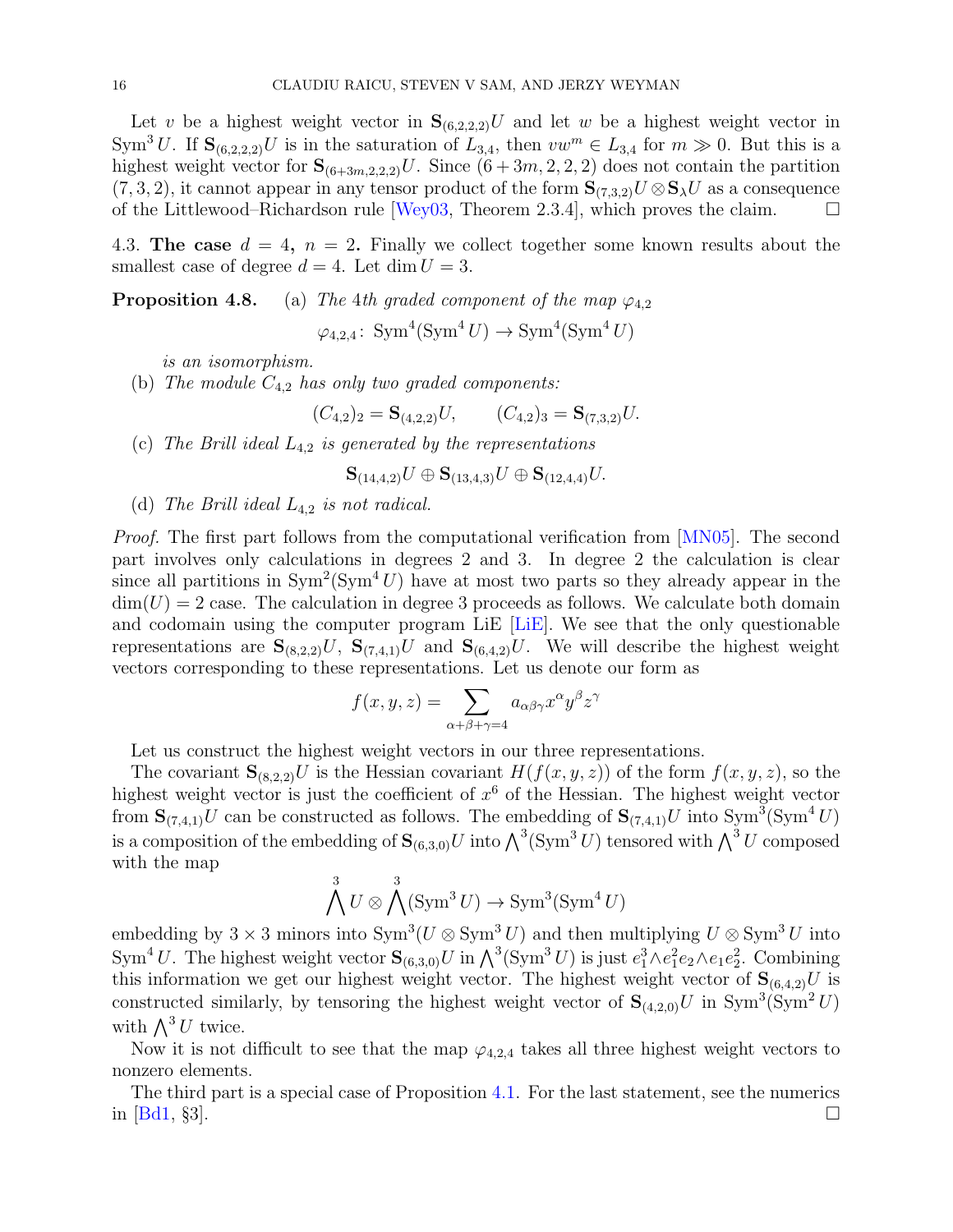Let $v$ be a highest weight vector in $\mathbf{S}_{(6,2,2,2)}U$ and let $w$ be a highest weight vector in $\operatorname{Sym}^3 U$. If $\mathbf{S}_{(6,2,2,2)}U$ is in the saturation of $L_{3,4}$, then $vw^m \in L_{3,4}$ for $m \gg 0$. But this is a highest weight vector for $\mathbf{S}_{(6+3m,2,2,2)}U$. Since $(6+3m,2,2,2)$ does not contain the partition $(7,3,2)$, it cannot appear in any tensor product of the form $\mathbf{S}_{(7,3,2)}U \otimes \mathbf{S}_\lambda U$ as a consequence of the Littlewood–Richardson rule [Wey03, Theorem 2.3.4], which proves the claim. □

### 4.3. The case $d = 4$, $n = 2$.

Finally we collect together some known results about the smallest case of degree $d = 4$. Let $\dim U = 3$.

**Proposition 4.8.** (a) *The 4th graded component of the map $\varphi_{4,2}$*

$$\varphi_{4,2,4} \colon \operatorname{Sym}^4(\operatorname{Sym}^4 U) \to \operatorname{Sym}^4(\operatorname{Sym}^4 U)$$

*is an isomorphism.*

(b) *The module $C_{4,2}$ has only two graded components:*

$$(C_{4,2})_2 = \mathbf{S}_{(4,2,2)}U, \qquad (C_{4,2})_3 = \mathbf{S}_{(7,3,2)}U.$$

(c) *The Brill ideal $L_{4,2}$ is generated by the representations*

$$\mathbf{S}_{(14,4,2)}U \oplus \mathbf{S}_{(13,4,3)}U \oplus \mathbf{S}_{(12,4,4)}U.$$

(d) *The Brill ideal $L_{4,2}$ is not radical.*

*Proof.* The first part follows from the computational verification from [MN05]. The second part involves only calculations in degrees 2 and 3. In degree 2 the calculation is clear since all partitions in $\operatorname{Sym}^2(\operatorname{Sym}^4 U)$ have at most two parts so they already appear in the $\dim(U) = 2$ case. The calculation in degree 3 proceeds as follows. We calculate both domain and codomain using the computer program LiE [LiE]. We see that the only questionable representations are $\mathbf{S}_{(8,2,2)}U$, $\mathbf{S}_{(7,4,1)}U$ and $\mathbf{S}_{(6,4,2)}U$. We will describe the highest weight vectors corresponding to these representations. Let us denote our form as

$$f(x,y,z) = \sum_{\alpha+\beta+\gamma=4} a_{\alpha\beta\gamma} x^\alpha y^\beta z^\gamma$$

Let us construct the highest weight vectors in our three representations.

The covariant $\mathbf{S}_{(8,2,2)}U$ is the Hessian covariant $H(f(x,y,z))$ of the form $f(x,y,z)$, so the highest weight vector is just the coefficient of $x^6$ of the Hessian. The highest weight vector from $\mathbf{S}_{(7,4,1)}U$ can be constructed as follows. The embedding of $\mathbf{S}_{(7,4,1)}U$ into $\operatorname{Sym}^3(\operatorname{Sym}^4 U)$ is a composition of the embedding of $\mathbf{S}_{(6,3,0)}U$ into $\bigwedge^3(\operatorname{Sym}^3 U)$ tensored with $\bigwedge^3 U$ composed with the map

$$\bigwedge^3 U \otimes \bigwedge^3(\operatorname{Sym}^3 U) \to \operatorname{Sym}^3(\operatorname{Sym}^4 U)$$

embedding by $3 \times 3$ minors into $\operatorname{Sym}^3(U \otimes \operatorname{Sym}^3 U)$ and then multiplying $U \otimes \operatorname{Sym}^3 U$ into $\operatorname{Sym}^4 U$. The highest weight vector $\mathbf{S}_{(6,3,0)}U$ in $\bigwedge^3(\operatorname{Sym}^3 U)$ is just $e_1^3 \wedge e_1^2 e_2 \wedge e_1 e_2^2$. Combining this information we get our highest weight vector. The highest weight vector of $\mathbf{S}_{(6,4,2)}U$ is constructed similarly, by tensoring the highest weight vector of $\mathbf{S}_{(4,2,0)}U$ in $\operatorname{Sym}^3(\operatorname{Sym}^2 U)$ with $\bigwedge^3 U$ twice.

Now it is not difficult to see that the map $\varphi_{4,2,4}$ takes all three highest weight vectors to nonzero elements.

The third part is a special case of Proposition 4.1. For the last statement, see the numerics in [Bd1, §3]. □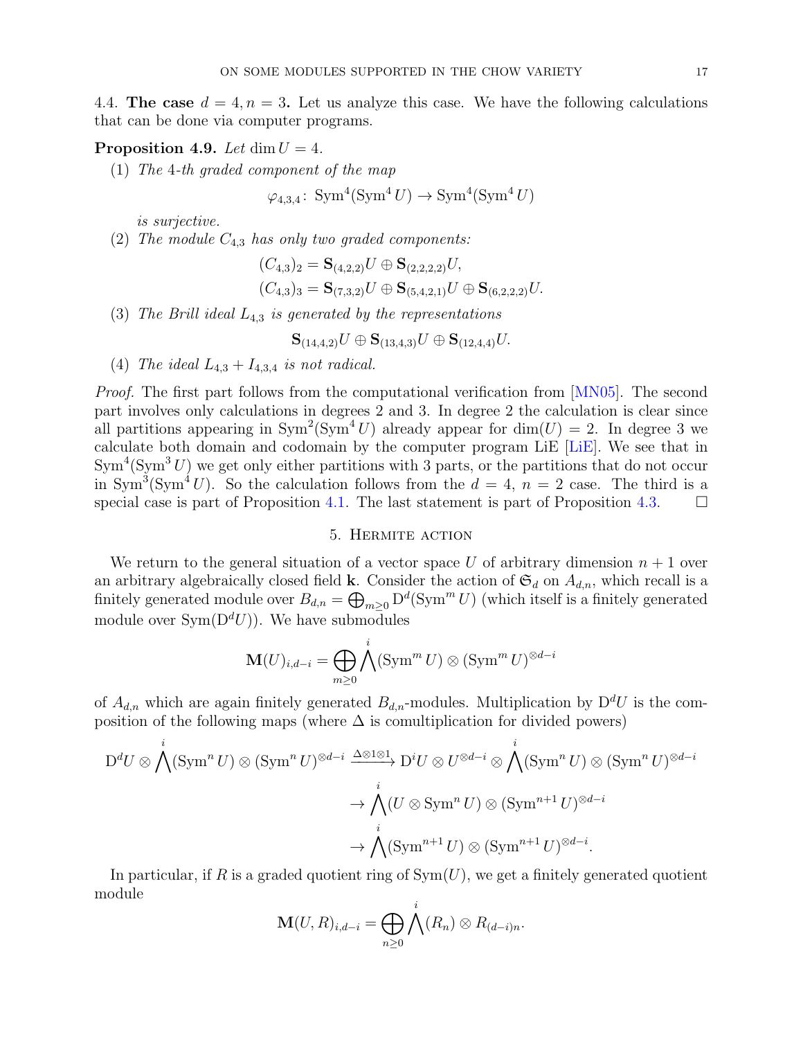4.4. **The case $d = 4, n = 3$.** Let us analyze this case. We have the following calculations that can be done via computer programs.

**Proposition 4.9.** *Let $\dim U = 4$.*

(1) *The 4-th graded component of the map*
$$\varphi_{4,3,4} \colon \operatorname{Sym}^4(\operatorname{Sym}^4 U) \to \operatorname{Sym}^4(\operatorname{Sym}^4 U)$$
*is surjective.*

(2) *The module $C_{4,3}$ has only two graded components:*
$$(C_{4,3})_2 = \mathbf{S}_{(4,2,2)}U \oplus \mathbf{S}_{(2,2,2,2)}U,$$
$$(C_{4,3})_3 = \mathbf{S}_{(7,3,2)}U \oplus \mathbf{S}_{(5,4,2,1)}U \oplus \mathbf{S}_{(6,2,2,2)}U.$$

(3) *The Brill ideal $L_{4,3}$ is generated by the representations*
$$\mathbf{S}_{(14,4,2)}U \oplus \mathbf{S}_{(13,4,3)}U \oplus \mathbf{S}_{(12,4,4)}U.$$

(4) *The ideal $L_{4,3} + I_{4,3,4}$ is not radical.*

*Proof.* The first part follows from the computational verification from [MN05]. The second part involves only calculations in degrees 2 and 3. In degree 2 the calculation is clear since all partitions appearing in $\operatorname{Sym}^2(\operatorname{Sym}^4 U)$ already appear for $\dim(U) = 2$. In degree 3 we calculate both domain and codomain by the computer program LiE [LiE]. We see that in $\operatorname{Sym}^4(\operatorname{Sym}^3 U)$ we get only either partitions with 3 parts, or the partitions that do not occur in $\operatorname{Sym}^3(\operatorname{Sym}^4 U)$. So the calculation follows from the $d = 4$, $n = 2$ case. The third is a special case is part of Proposition 4.1. The last statement is part of Proposition 4.3. $\square$

## 5. Hermite action

We return to the general situation of a vector space $U$ of arbitrary dimension $n+1$ over an arbitrary algebraically closed field $\mathbf{k}$. Consider the action of $\mathfrak{S}_d$ on $A_{d,n}$, which recall is a finitely generated module over $B_{d,n} = \bigoplus_{m \geq 0} \mathrm{D}^d(\operatorname{Sym}^m U)$ (which itself is a finitely generated module over $\operatorname{Sym}(\mathrm{D}^d U)$). We have submodules
$$\mathbf{M}(U)_{i,d-i} = \bigoplus_{m \geq 0} \bigwedge^i (\operatorname{Sym}^m U) \otimes (\operatorname{Sym}^m U)^{\otimes d-i}$$
of $A_{d,n}$ which are again finitely generated $B_{d,n}$-modules. Multiplication by $\mathrm{D}^d U$ is the composition of the following maps (where $\Delta$ is comultiplication for divided powers)
$$\begin{aligned}
\mathrm{D}^d U \otimes \bigwedge^i (\operatorname{Sym}^n U) \otimes (\operatorname{Sym}^n U)^{\otimes d-i} &\xrightarrow{\Delta \otimes 1 \otimes 1} \mathrm{D}^i U \otimes U^{\otimes d-i} \otimes \bigwedge^i (\operatorname{Sym}^n U) \otimes (\operatorname{Sym}^n U)^{\otimes d-i} \\
&\to \bigwedge^i (U \otimes \operatorname{Sym}^n U) \otimes (\operatorname{Sym}^{n+1} U)^{\otimes d-i} \\
&\to \bigwedge^i (\operatorname{Sym}^{n+1} U) \otimes (\operatorname{Sym}^{n+1} U)^{\otimes d-i}.
\end{aligned}$$

In particular, if $R$ is a graded quotient ring of $\operatorname{Sym}(U)$, we get a finitely generated quotient module
$$\mathbf{M}(U,R)_{i,d-i} = \bigoplus_{n \geq 0} \bigwedge^i (R_n) \otimes R_{(d-i)n}.$$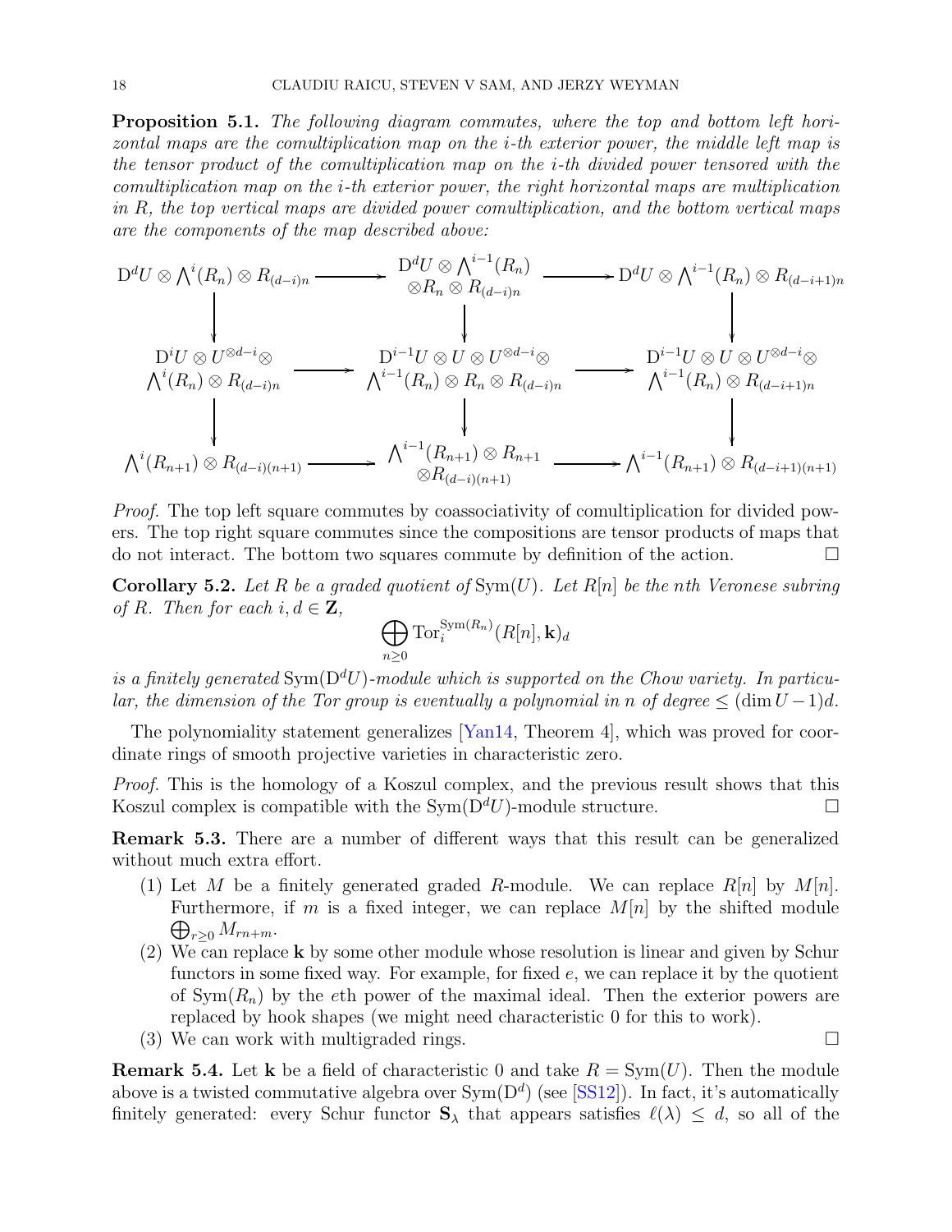**Proposition 5.1.** *The following diagram commutes, where the top and bottom left horizontal maps are the comultiplication map on the i-th exterior power, the middle left map is the tensor product of the comultiplication map on the i-th divided power tensored with the comultiplication map on the i-th exterior power, the right horizontal maps are multiplication in R, the top vertical maps are divided power comultiplication, and the bottom vertical maps are the components of the map described above:*

$$
\begin{array}{ccccc}
\mathrm{D}^d U \otimes \bigwedge^i(R_n) \otimes R_{(d-i)n} & \longrightarrow & \begin{array}{c}\mathrm{D}^d U \otimes \bigwedge^{i-1}(R_n) \\ \otimes R_n \otimes R_{(d-i)n}\end{array} & \longrightarrow & \mathrm{D}^d U \otimes \bigwedge^{i-1}(R_n) \otimes R_{(d-i+1)n} \\
\downarrow & & \downarrow & & \downarrow \\
\begin{array}{c}\mathrm{D}^i U \otimes U^{\otimes d-i} \otimes \\ \bigwedge^i(R_n) \otimes R_{(d-i)n}\end{array} & \longrightarrow & \begin{array}{c}\mathrm{D}^{i-1} U \otimes U \otimes U^{\otimes d-i} \otimes \\ \bigwedge^{i-1}(R_n) \otimes R_n \otimes R_{(d-i)n}\end{array} & \longrightarrow & \begin{array}{c}\mathrm{D}^{i-1} U \otimes U \otimes U^{\otimes d-i} \otimes \\ \bigwedge^{i-1}(R_n) \otimes R_{(d-i+1)n}\end{array} \\
\downarrow & & \downarrow & & \downarrow \\
\bigwedge^i(R_{n+1}) \otimes R_{(d-i)(n+1)} & \longrightarrow & \begin{array}{c}\bigwedge^{i-1}(R_{n+1}) \otimes R_{n+1} \\ \otimes R_{(d-i)(n+1)}\end{array} & \longrightarrow & \bigwedge^{i-1}(R_{n+1}) \otimes R_{(d-i+1)(n+1)}
\end{array}
$$

*Proof.* The top left square commutes by coassociativity of comultiplication for divided powers. The top right square commutes since the compositions are tensor products of maps that do not interact. The bottom two squares commute by definition of the action. $\square$

**Corollary 5.2.** *Let $R$ be a graded quotient of $\mathrm{Sym}(U)$. Let $R[n]$ be the $n$th Veronese subring of $R$. Then for each $i, d \in \mathbf{Z}$,*

$$\bigoplus_{n \geq 0} \mathrm{Tor}_i^{\mathrm{Sym}(R_n)}(R[n], \mathbf{k})_d$$

*is a finitely generated $\mathrm{Sym}(\mathrm{D}^d U)$-module which is supported on the Chow variety. In particular, the dimension of the Tor group is eventually a polynomial in $n$ of degree $\leq (\dim U - 1)d$.*

The polynomiality statement generalizes [Yan14, Theorem 4], which was proved for coordinate rings of smooth projective varieties in characteristic zero.

*Proof.* This is the homology of a Koszul complex, and the previous result shows that this Koszul complex is compatible with the $\mathrm{Sym}(\mathrm{D}^d U)$-module structure. $\square$

**Remark 5.3.** There are a number of different ways that this result can be generalized without much extra effort.

1. Let $M$ be a finitely generated graded $R$-module. We can replace $R[n]$ by $M[n]$. Furthermore, if $m$ is a fixed integer, we can replace $M[n]$ by the shifted module $\bigoplus_{r \geq 0} M_{rn+m}$.
2. We can replace $\mathbf{k}$ by some other module whose resolution is linear and given by Schur functors in some fixed way. For example, for fixed $e$, we can replace it by the quotient of $\mathrm{Sym}(R_n)$ by the $e$th power of the maximal ideal. Then the exterior powers are replaced by hook shapes (we might need characteristic 0 for this to work).
3. We can work with multigraded rings. $\square$

**Remark 5.4.** Let $\mathbf{k}$ be a field of characteristic 0 and take $R = \mathrm{Sym}(U)$. Then the module above is a twisted commutative algebra over $\mathrm{Sym}(\mathrm{D}^d)$ (see [SS12]). In fact, it's automatically finitely generated: every Schur functor $\mathbf{S}_\lambda$ that appears satisfies $\ell(\lambda) \leq d$, so all of the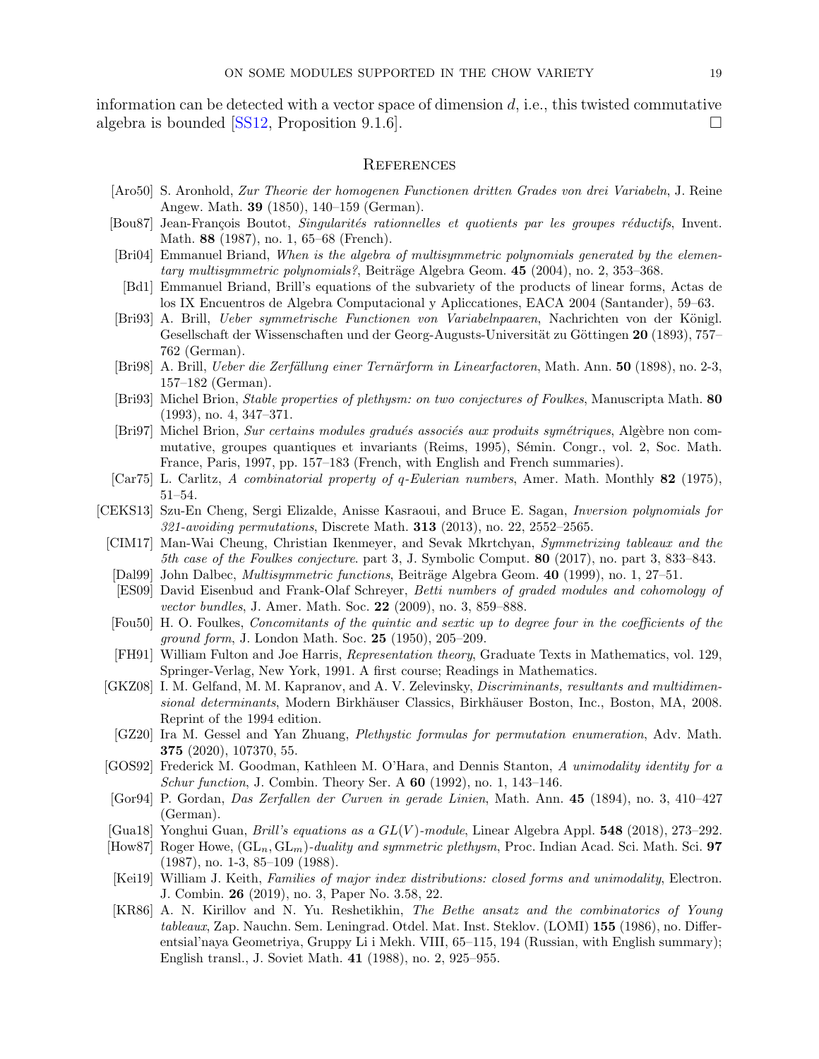information can be detected with a vector space of dimension $d$, i.e., this twisted commutative algebra is bounded [SS12, Proposition 9.1.6]. □

## References

- [Aro50] S. Aronhold, *Zur Theorie der homogenen Functionen dritten Grades von drei Variabeln*, J. Reine Angew. Math. **39** (1850), 140–159 (German).
- [Bou87] Jean-François Boutot, *Singularités rationnelles et quotients par les groupes réductifs*, Invent. Math. **88** (1987), no. 1, 65–68 (French).
- [Bri04] Emmanuel Briand, *When is the algebra of multisymmetric polynomials generated by the elementary multisymmetric polynomials?*, Beiträge Algebra Geom. **45** (2004), no. 2, 353–368.
- [Bd1] Emmanuel Briand, Brill's equations of the subvariety of the products of linear forms, Actas de los IX Encuentros de Algebra Computacional y Apliccationes, EACA 2004 (Santander), 59–63.
- [Bri93] A. Brill, *Ueber symmetrische Functionen von Variabelnpaaren*, Nachrichten von der Königl. Gesellschaft der Wissenschaften und der Georg-Augusts-Universität zu Göttingen **20** (1893), 757–762 (German).
- [Bri98] A. Brill, *Ueber die Zerfällung einer Ternärform in Linearfactoren*, Math. Ann. **50** (1898), no. 2-3, 157–182 (German).
- [Bri93] Michel Brion, *Stable properties of plethysm: on two conjectures of Foulkes*, Manuscripta Math. **80** (1993), no. 4, 347–371.
- [Bri97] Michel Brion, *Sur certains modules gradués associés aux produits symétriques*, Algèbre non commutative, groupes quantiques et invariants (Reims, 1995), Sémin. Congr., vol. 2, Soc. Math. France, Paris, 1997, pp. 157–183 (French, with English and French summaries).
- [Car75] L. Carlitz, *A combinatorial property of q-Eulerian numbers*, Amer. Math. Monthly **82** (1975), 51–54.
- [CEKS13] Szu-En Cheng, Sergi Elizalde, Anisse Kasraoui, and Bruce E. Sagan, *Inversion polynomials for 321-avoiding permutations*, Discrete Math. **313** (2013), no. 22, 2552–2565.
- [CIM17] Man-Wai Cheung, Christian Ikenmeyer, and Sevak Mkrtchyan, *Symmetrizing tableaux and the 5th case of the Foulkes conjecture*. part 3, J. Symbolic Comput. **80** (2017), no. part 3, 833–843.
- [Dal99] John Dalbec, *Multisymmetric functions*, Beiträge Algebra Geom. **40** (1999), no. 1, 27–51.
- [ES09] David Eisenbud and Frank-Olaf Schreyer, *Betti numbers of graded modules and cohomology of vector bundles*, J. Amer. Math. Soc. **22** (2009), no. 3, 859–888.
- [Fou50] H. O. Foulkes, *Concomitants of the quintic and sextic up to degree four in the coefficients of the ground form*, J. London Math. Soc. **25** (1950), 205–209.
- [FH91] William Fulton and Joe Harris, *Representation theory*, Graduate Texts in Mathematics, vol. 129, Springer-Verlag, New York, 1991. A first course; Readings in Mathematics.
- [GKZ08] I. M. Gelfand, M. M. Kapranov, and A. V. Zelevinsky, *Discriminants, resultants and multidimensional determinants*, Modern Birkhäuser Classics, Birkhäuser Boston, Inc., Boston, MA, 2008. Reprint of the 1994 edition.
- [GZ20] Ira M. Gessel and Yan Zhuang, *Plethystic formulas for permutation enumeration*, Adv. Math. **375** (2020), 107370, 55.
- [GOS92] Frederick M. Goodman, Kathleen M. O'Hara, and Dennis Stanton, *A unimodality identity for a Schur function*, J. Combin. Theory Ser. A **60** (1992), no. 1, 143–146.
- [Gor94] P. Gordan, *Das Zerfallen der Curven in gerade Linien*, Math. Ann. **45** (1894), no. 3, 410–427 (German).
- [Gua18] Yonghui Guan, *Brill's equations as a $GL(V)$-module*, Linear Algebra Appl. **548** (2018), 273–292.
- [How87] Roger Howe, *$(\mathrm{GL}_n, \mathrm{GL}_m)$-duality and symmetric plethysm*, Proc. Indian Acad. Sci. Math. Sci. **97** (1987), no. 1-3, 85–109 (1988).
- [Kei19] William J. Keith, *Families of major index distributions: closed forms and unimodality*, Electron. J. Combin. **26** (2019), no. 3, Paper No. 3.58, 22.
- [KR86] A. N. Kirillov and N. Yu. Reshetikhin, *The Bethe ansatz and the combinatorics of Young tableaux*, Zap. Nauchn. Sem. Leningrad. Otdel. Mat. Inst. Steklov. (LOMI) **155** (1986), no. Differentsial'naya Geometriya, Gruppy Li i Mekh. VIII, 65–115, 194 (Russian, with English summary); English transl., J. Soviet Math. **41** (1988), no. 2, 925–955.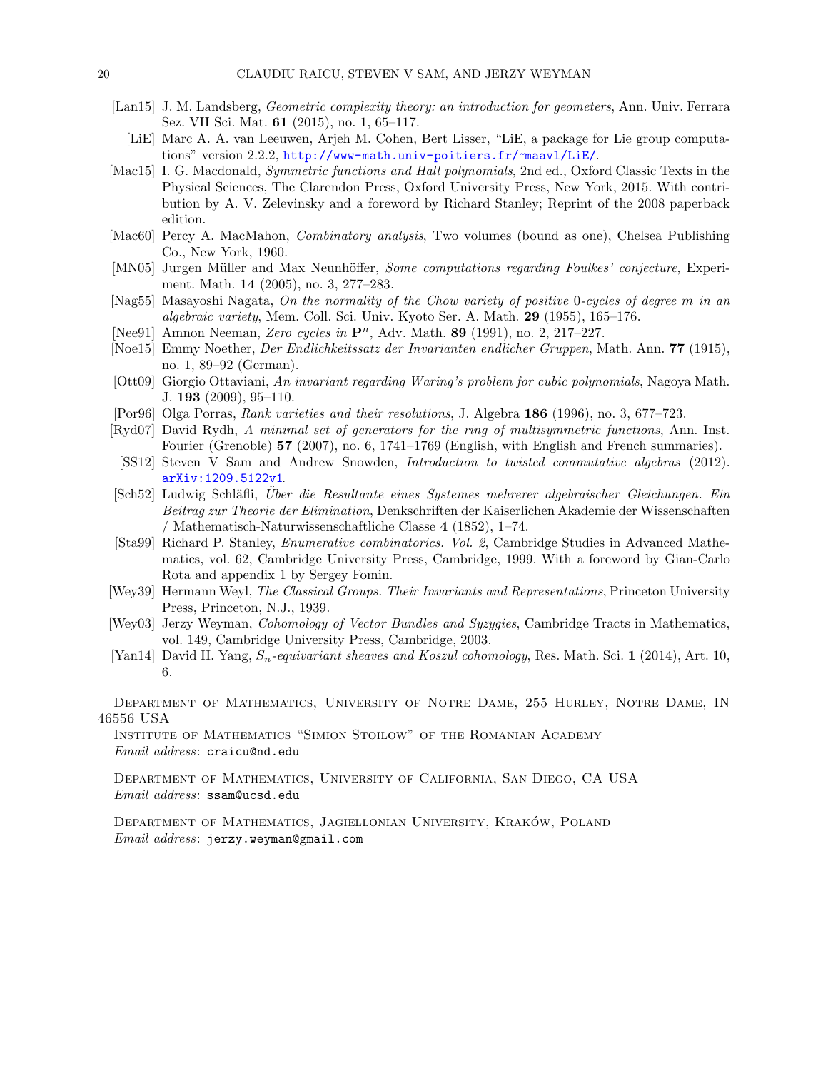[Lan15] J. M. Landsberg, *Geometric complexity theory: an introduction for geometers*, Ann. Univ. Ferrara Sez. VII Sci. Mat. **61** (2015), no. 1, 65–117.

[LiE] Marc A. A. van Leeuwen, Arjeh M. Cohen, Bert Lisser, "LiE, a package for Lie group computations" version 2.2.2, http://www-math.univ-poitiers.fr/~maavl/LiE/.

[Mac15] I. G. Macdonald, *Symmetric functions and Hall polynomials*, 2nd ed., Oxford Classic Texts in the Physical Sciences, The Clarendon Press, Oxford University Press, New York, 2015. With contribution by A. V. Zelevinsky and a foreword by Richard Stanley; Reprint of the 2008 paperback edition.

[Mac60] Percy A. MacMahon, *Combinatory analysis*, Two volumes (bound as one), Chelsea Publishing Co., New York, 1960.

[MN05] Jurgen Müller and Max Neunhöffer, *Some computations regarding Foulkes' conjecture*, Experiment. Math. **14** (2005), no. 3, 277–283.

[Nag55] Masayoshi Nagata, *On the normality of the Chow variety of positive 0-cycles of degree $m$ in an algebraic variety*, Mem. Coll. Sci. Univ. Kyoto Ser. A. Math. **29** (1955), 165–176.

[Nee91] Amnon Neeman, *Zero cycles in $\mathbf{P}^n$*, Adv. Math. **89** (1991), no. 2, 217–227.

[Noe15] Emmy Noether, *Der Endlichkeitssatz der Invarianten endlicher Gruppen*, Math. Ann. **77** (1915), no. 1, 89–92 (German).

[Ott09] Giorgio Ottaviani, *An invariant regarding Waring's problem for cubic polynomials*, Nagoya Math. J. **193** (2009), 95–110.

[Por96] Olga Porras, *Rank varieties and their resolutions*, J. Algebra **186** (1996), no. 3, 677–723.

[Ryd07] David Rydh, *A minimal set of generators for the ring of multisymmetric functions*, Ann. Inst. Fourier (Grenoble) **57** (2007), no. 6, 1741–1769 (English, with English and French summaries).

[SS12] Steven V Sam and Andrew Snowden, *Introduction to twisted commutative algebras* (2012). arXiv:1209.5122v1.

[Sch52] Ludwig Schläfli, *Über die Resultante eines Systemes mehrerer algebraischer Gleichungen. Ein Beitrag zur Theorie der Elimination*, Denkschriften der Kaiserlichen Akademie der Wissenschaften / Mathematisch-Naturwissenschaftliche Classe **4** (1852), 1–74.

[Sta99] Richard P. Stanley, *Enumerative combinatorics. Vol. 2*, Cambridge Studies in Advanced Mathematics, vol. 62, Cambridge University Press, Cambridge, 1999. With a foreword by Gian-Carlo Rota and appendix 1 by Sergey Fomin.

[Wey39] Hermann Weyl, *The Classical Groups. Their Invariants and Representations*, Princeton University Press, Princeton, N.J., 1939.

[Wey03] Jerzy Weyman, *Cohomology of Vector Bundles and Syzygies*, Cambridge Tracts in Mathematics, vol. 149, Cambridge University Press, Cambridge, 2003.

[Yan14] David H. Yang, *$S_n$-equivariant sheaves and Koszul cohomology*, Res. Math. Sci. **1** (2014), Art. 10, 6.

Department of Mathematics, University of Notre Dame, 255 Hurley, Notre Dame, IN 46556 USA

Institute of Mathematics "Simion Stoilow" of the Romanian Academy

*Email address*: craicu@nd.edu

Department of Mathematics, University of California, San Diego, CA USA

*Email address*: ssam@ucsd.edu

Department of Mathematics, Jagiellonian University, Kraków, Poland

*Email address*: jerzy.weyman@gmail.com